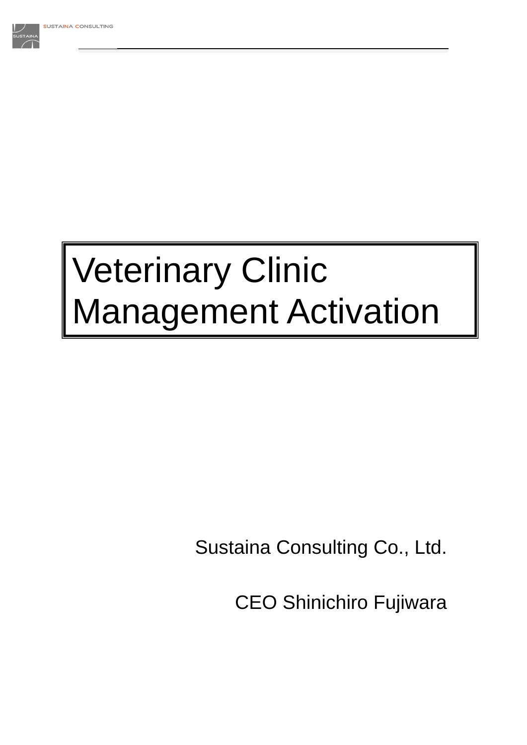# Veterinary Clinic Management Activation

Sustaina Consulting Co., Ltd.

CEO Shinichiro Fujiwara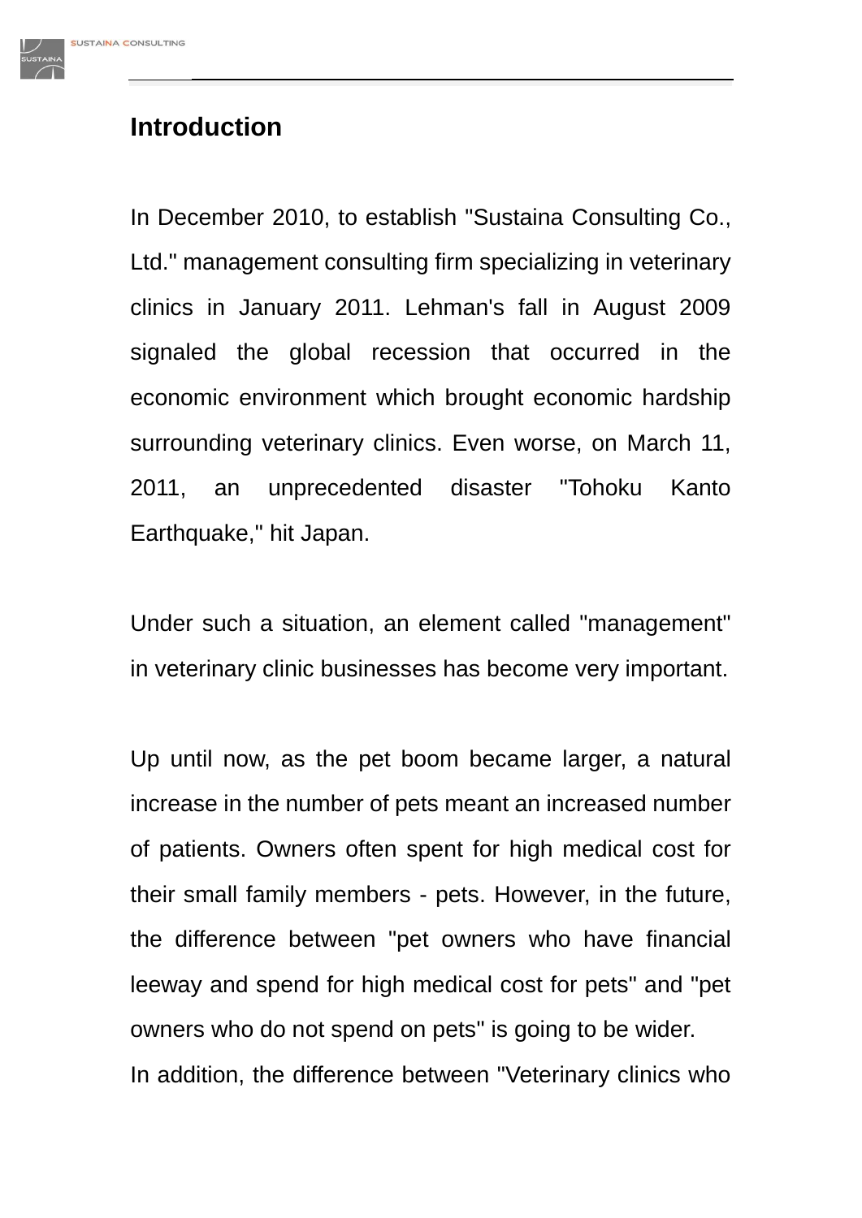## Introduction

In December 2010, to establish "Sustaina Consulting Co., Ltd." management consulting firm specializing in veterinary clinics in January 2011. Lehman's fall in August 2009 signaled the global recession that occurred in the economic environment which brought economic hardship surrounding veterinary clinics. Even worse, on March 11, 2011, an unprecedented disaster "Tohoku Kanto Earthquake," hit Japan.

Under such a situation, an element called "management" in veterinary clinic businesses has become very important.

Up until now, as the pet boom became larger, a natural increase in the number of pets meant an increased number of patients. Owners often spent for high medical cost for their small family members - pets. However, in the future, the difference between "pet owners who have financial leeway and spend for high medical cost for pets" and "pet owners who do not spend on pets" is going to be wider.
In addition, the difference between "Veterinary clinics who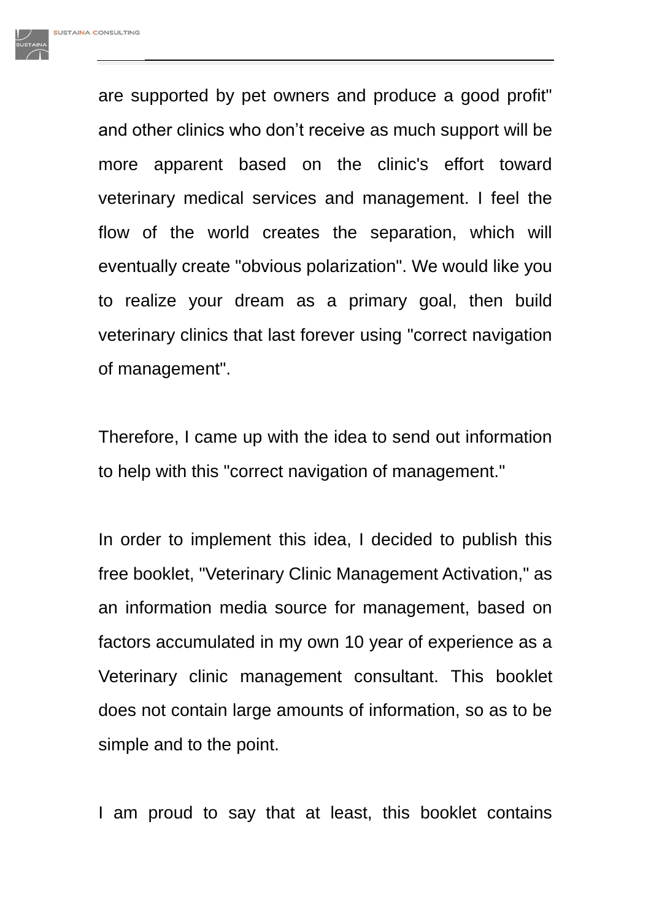are supported by pet owners and produce a good profit" and other clinics who don't receive as much support will be more apparent based on the clinic's effort toward veterinary medical services and management. I feel the flow of the world creates the separation, which will eventually create "obvious polarization". We would like you to realize your dream as a primary goal, then build veterinary clinics that last forever using "correct navigation of management".

Therefore, I came up with the idea to send out information to help with this "correct navigation of management."

In order to implement this idea, I decided to publish this free booklet, "Veterinary Clinic Management Activation," as an information media source for management, based on factors accumulated in my own 10 year of experience as a Veterinary clinic management consultant. This booklet does not contain large amounts of information, so as to be simple and to the point.

I am proud to say that at least, this booklet contains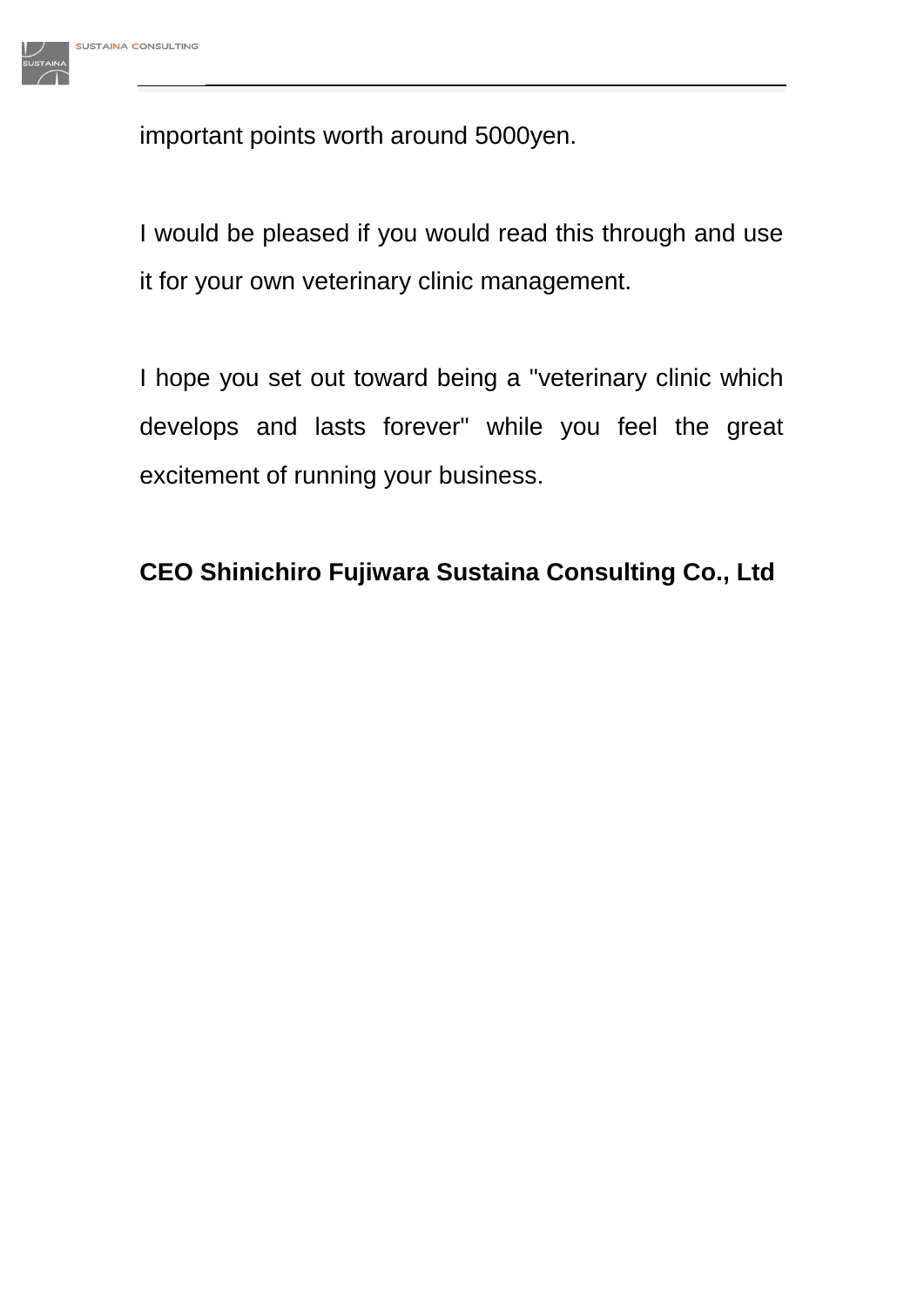important points worth around 5000yen.

I would be pleased if you would read this through and use it for your own veterinary clinic management.

I hope you set out toward being a "veterinary clinic which develops and lasts forever" while you feel the great excitement of running your business.

**CEO Shinichiro Fujiwara Sustaina Consulting Co., Ltd**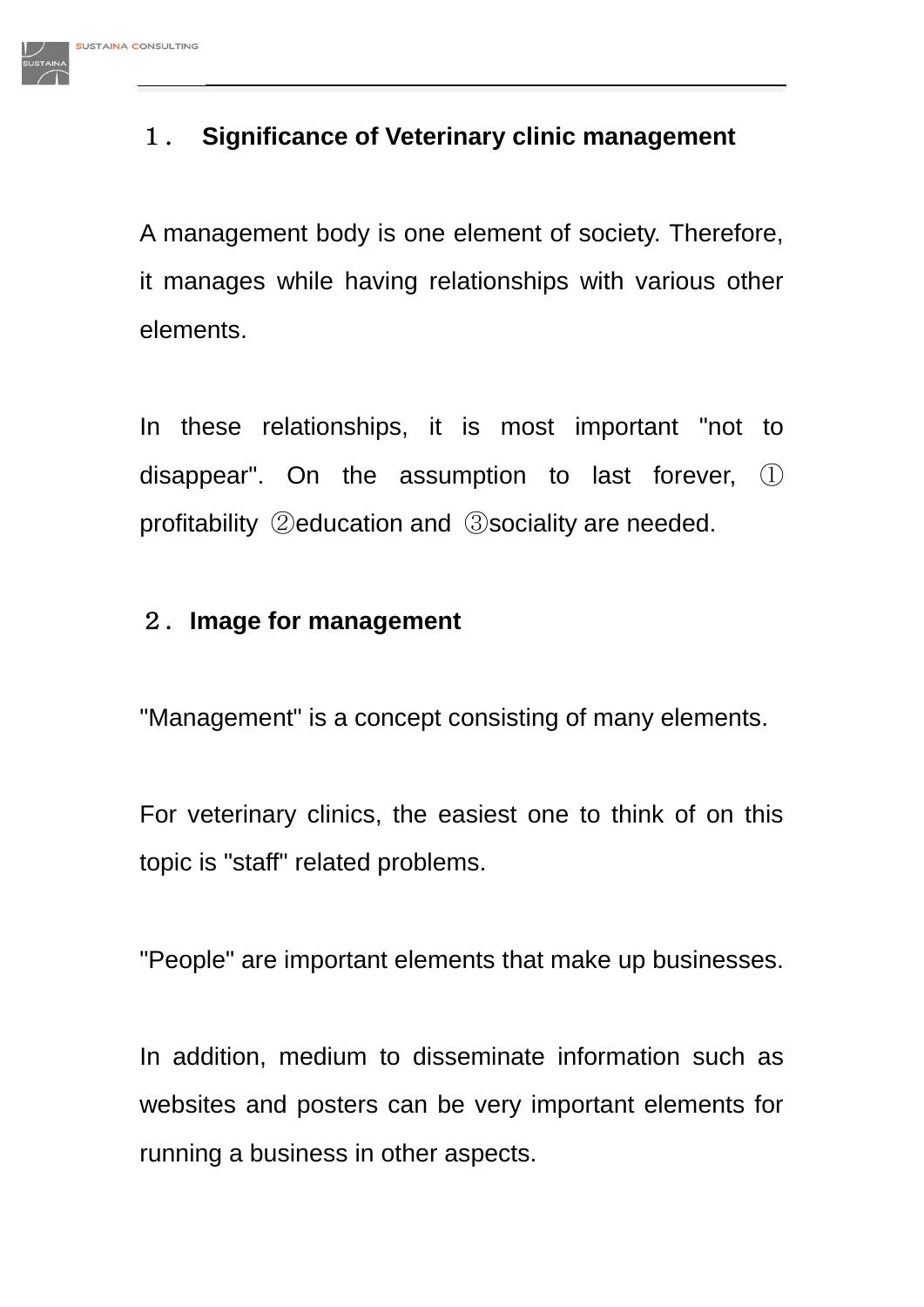## １． Significance of Veterinary clinic management

A management body is one element of society. Therefore, it manages while having relationships with various other elements.

In these relationships, it is most important "not to disappear". On the assumption to last forever, ① profitability ②education and ③sociality are needed.

## ２．Image for management

"Management" is a concept consisting of many elements.

For veterinary clinics, the easiest one to think of on this topic is "staff" related problems.

"People" are important elements that make up businesses.

In addition, medium to disseminate information such as websites and posters can be very important elements for running a business in other aspects.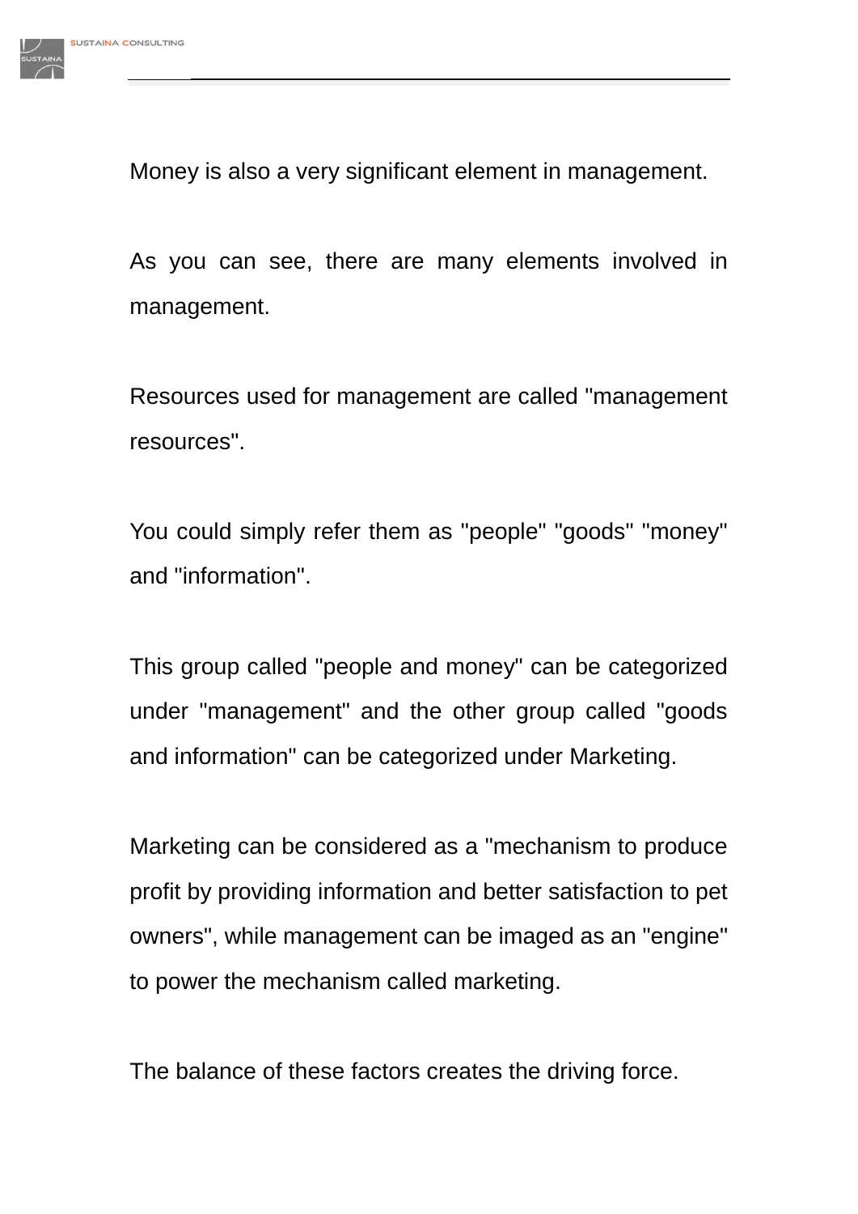Money is also a very significant element in management.

As you can see, there are many elements involved in management.

Resources used for management are called "management resources".

You could simply refer them as "people" "goods" "money" and "information".

This group called "people and money" can be categorized under "management" and the other group called "goods and information" can be categorized under Marketing.

Marketing can be considered as a "mechanism to produce profit by providing information and better satisfaction to pet owners", while management can be imaged as an "engine" to power the mechanism called marketing.

The balance of these factors creates the driving force.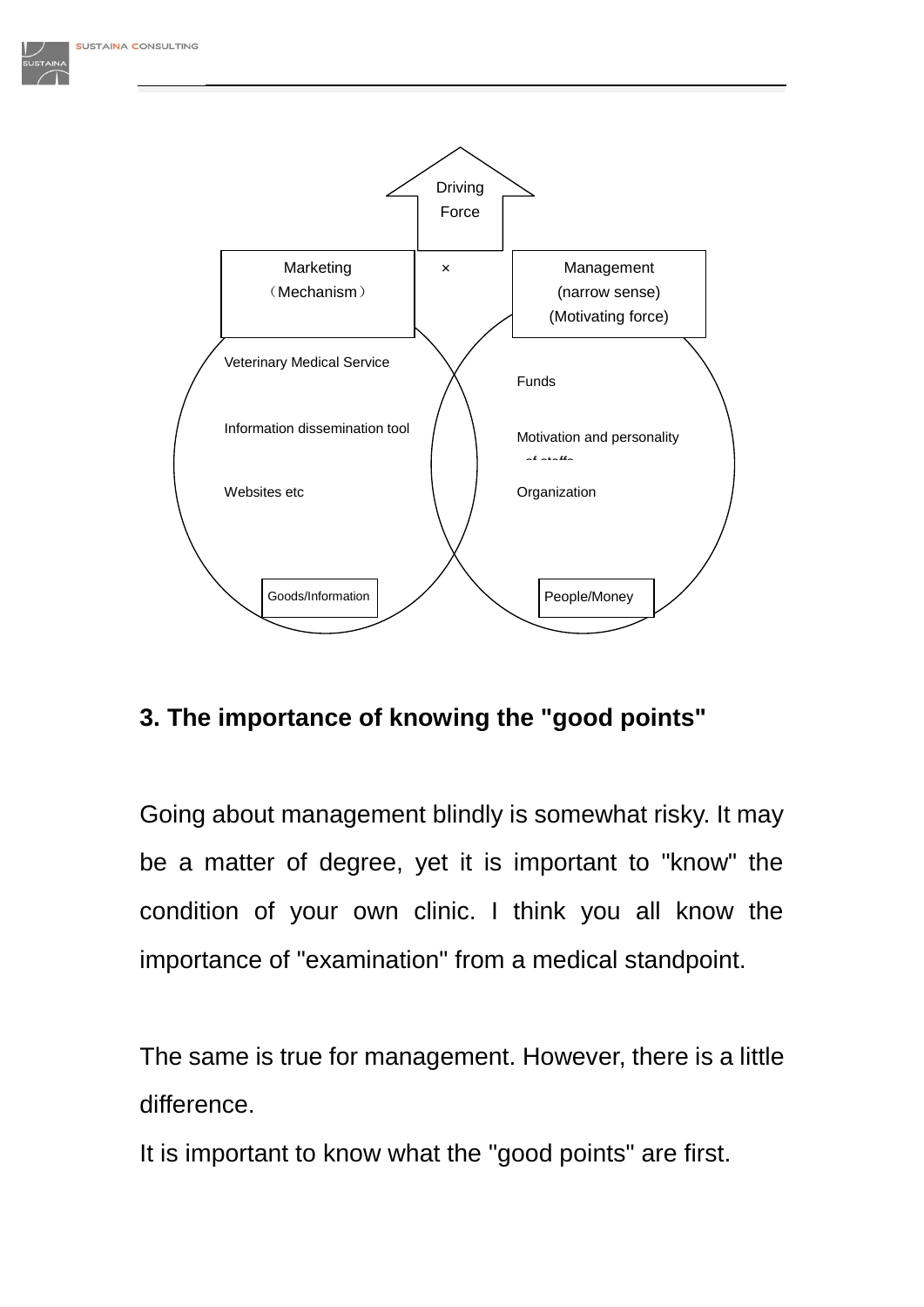Driving Force

Marketing (Mechanism) × Management (narrow sense) (Motivating force)

Veterinary Medical Service

Information dissemination tool

Websites etc

Goods/Information

Funds

Motivation and personality of staffs

Organization

People/Money

### 3. The importance of knowing the "good points"

Going about management blindly is somewhat risky. It may be a matter of degree, yet it is important to "know" the condition of your own clinic. I think you all know the importance of "examination" from a medical standpoint.

The same is true for management. However, there is a little difference.

It is important to know what the "good points" are first.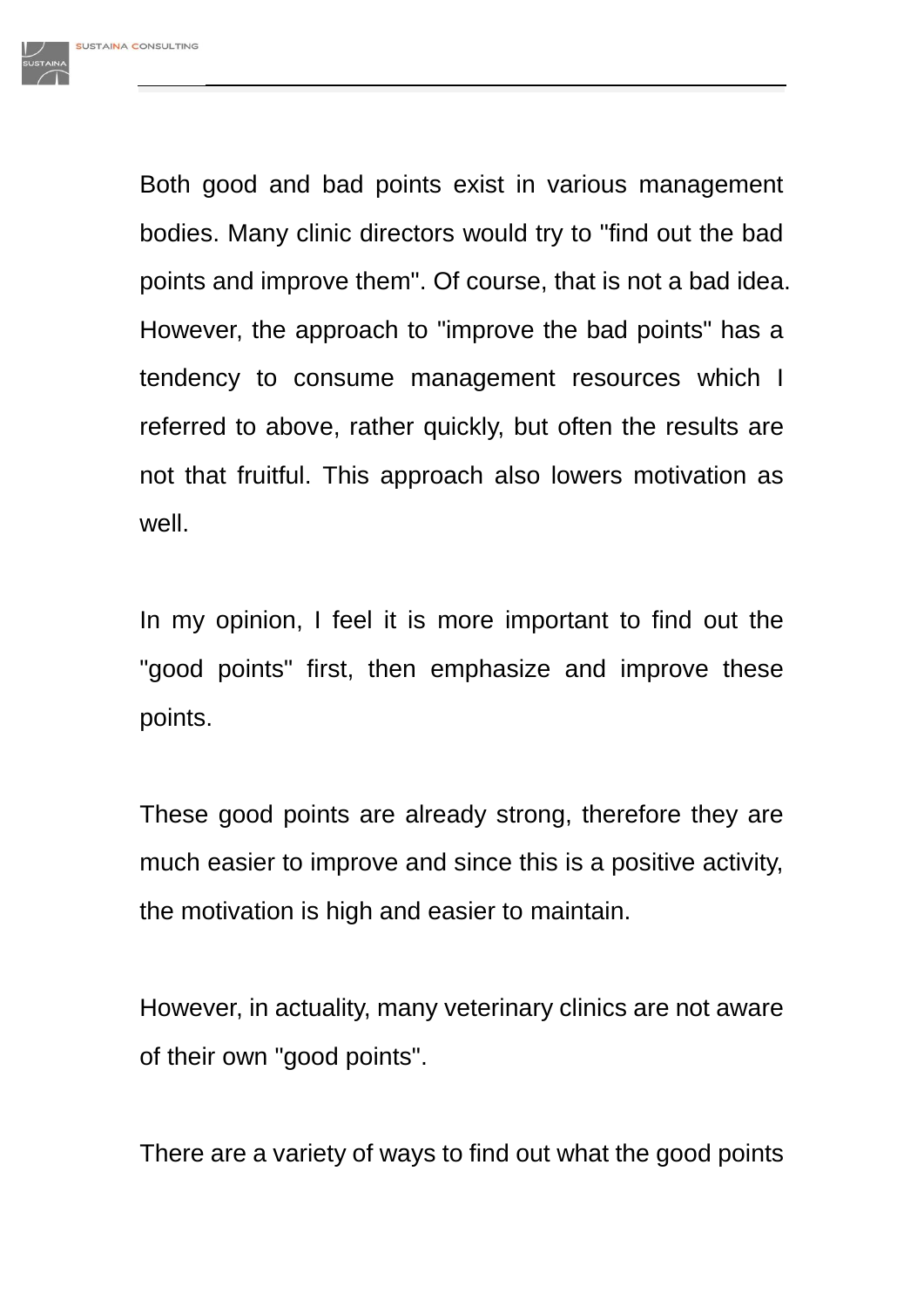Both good and bad points exist in various management bodies. Many clinic directors would try to "find out the bad points and improve them". Of course, that is not a bad idea. However, the approach to "improve the bad points" has a tendency to consume management resources which I referred to above, rather quickly, but often the results are not that fruitful. This approach also lowers motivation as well.

In my opinion, I feel it is more important to find out the "good points" first, then emphasize and improve these points.

These good points are already strong, therefore they are much easier to improve and since this is a positive activity, the motivation is high and easier to maintain.

However, in actuality, many veterinary clinics are not aware of their own "good points".

There are a variety of ways to find out what the good points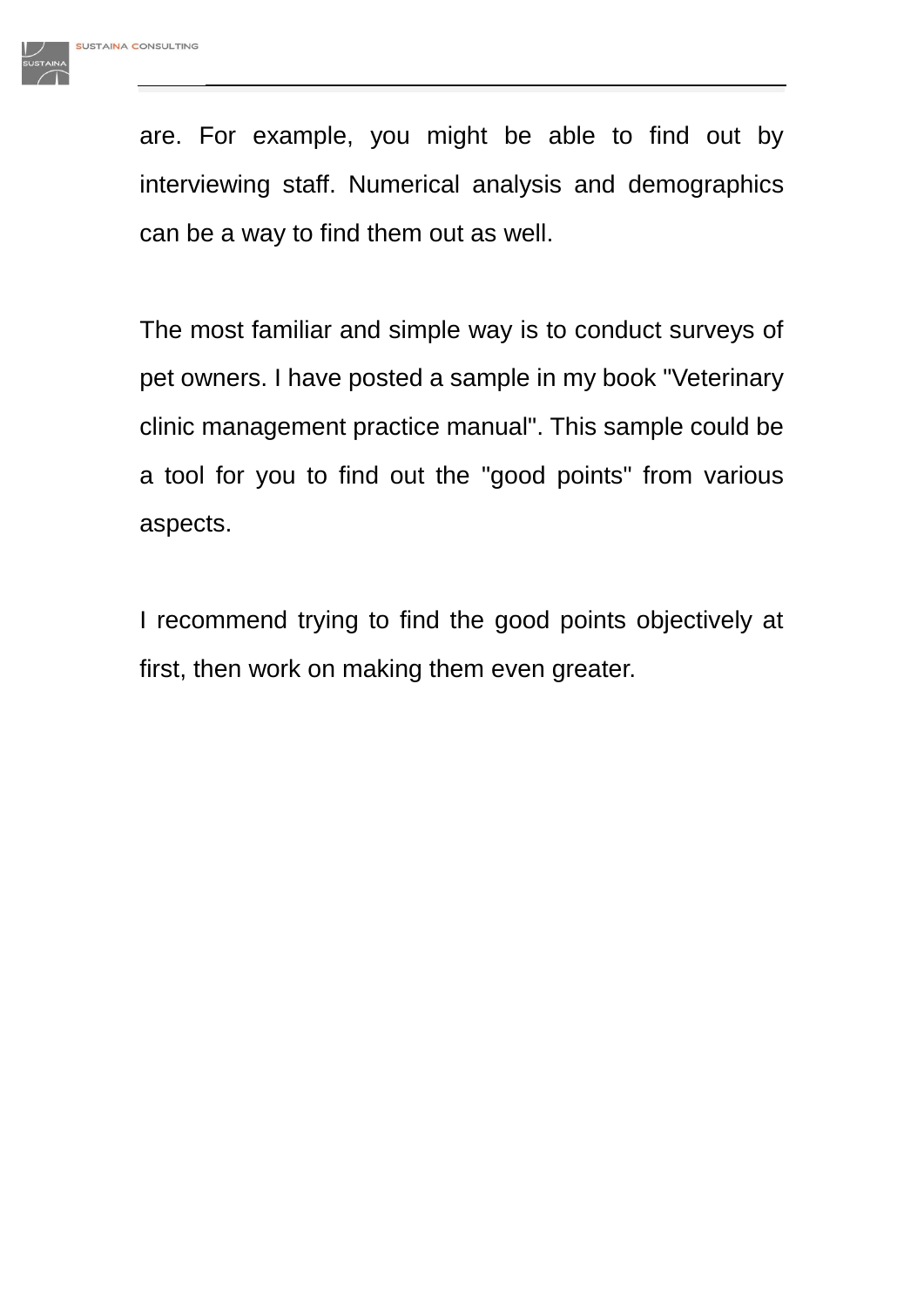are. For example, you might be able to find out by interviewing staff. Numerical analysis and demographics can be a way to find them out as well.

The most familiar and simple way is to conduct surveys of pet owners. I have posted a sample in my book "Veterinary clinic management practice manual". This sample could be a tool for you to find out the "good points" from various aspects.

I recommend trying to find the good points objectively at first, then work on making them even greater.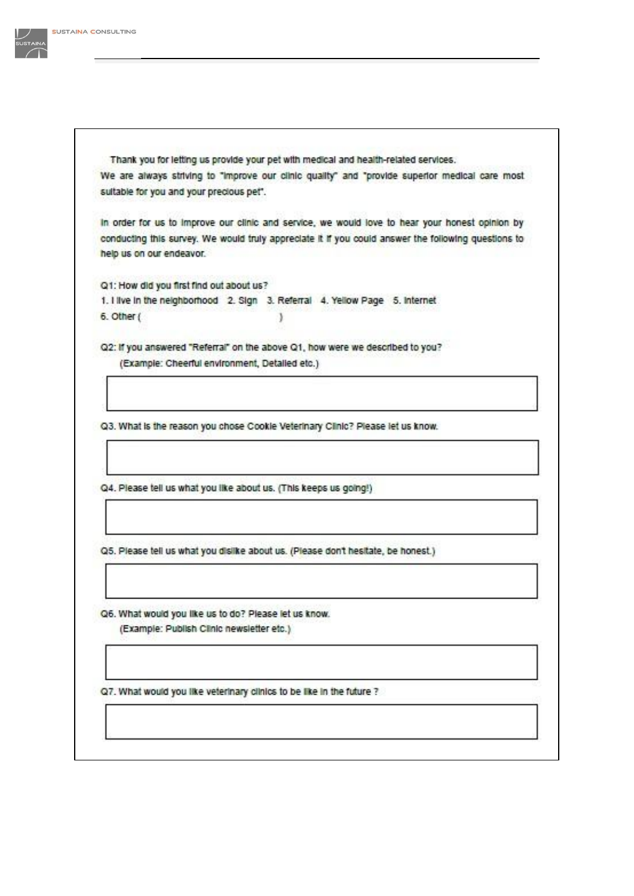Thank you for letting us provide your pet with medical and health-related services.
We are always striving to "improve our clinic quality" and "provide superior medical care most suitable for you and your precious pet".

In order for us to improve our clinic and service, we would love to hear your honest opinion by conducting this survey. We would truly appreciate it if you could answer the following questions to help us on our endeavor.

Q1: How did you first find out about us?
1. I live in the neighborhood   2. Sign   3. Referral   4. Yellow Page   5. Internet
6. Other (                                        )

Q2: If you answered "Referral" on the above Q1, how were we described to you?
(Example: Cheerful environment, Detailed etc.)

|  |
|---|
|  |

Q3. What is the reason you chose Cookie Veterinary Clinic? Please let us know.

|  |
|---|
|  |

Q4. Please tell us what you like about us. (This keeps us going!)

|  |
|---|
|  |

Q5. Please tell us what you dislike about us. (Please don't hesitate, be honest.)

|  |
|---|
|  |

Q6. What would you like us to do? Please let us know.
(Example: Publish Clinic newsletter etc.)

|  |
|---|
|  |

Q7. What would you like veterinary clinics to be like in the future ?

|  |
|---|
|  |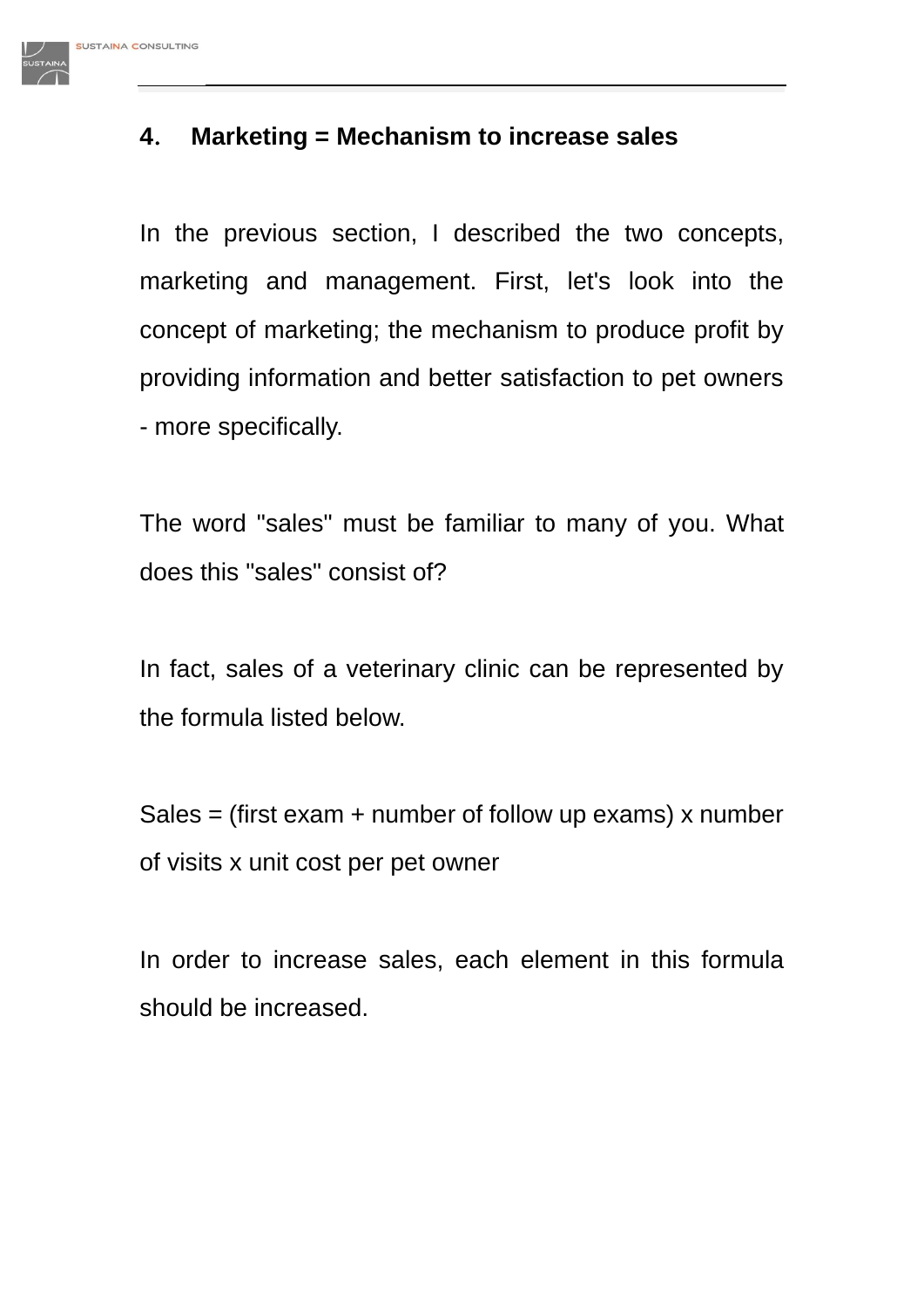## 4. Marketing = Mechanism to increase sales

In the previous section, I described the two concepts, marketing and management. First, let's look into the concept of marketing; the mechanism to produce profit by providing information and better satisfaction to pet owners - more specifically.

The word "sales" must be familiar to many of you. What does this "sales" consist of?

In fact, sales of a veterinary clinic can be represented by the formula listed below.

Sales = (first exam + number of follow up exams) x number of visits x unit cost per pet owner

In order to increase sales, each element in this formula should be increased.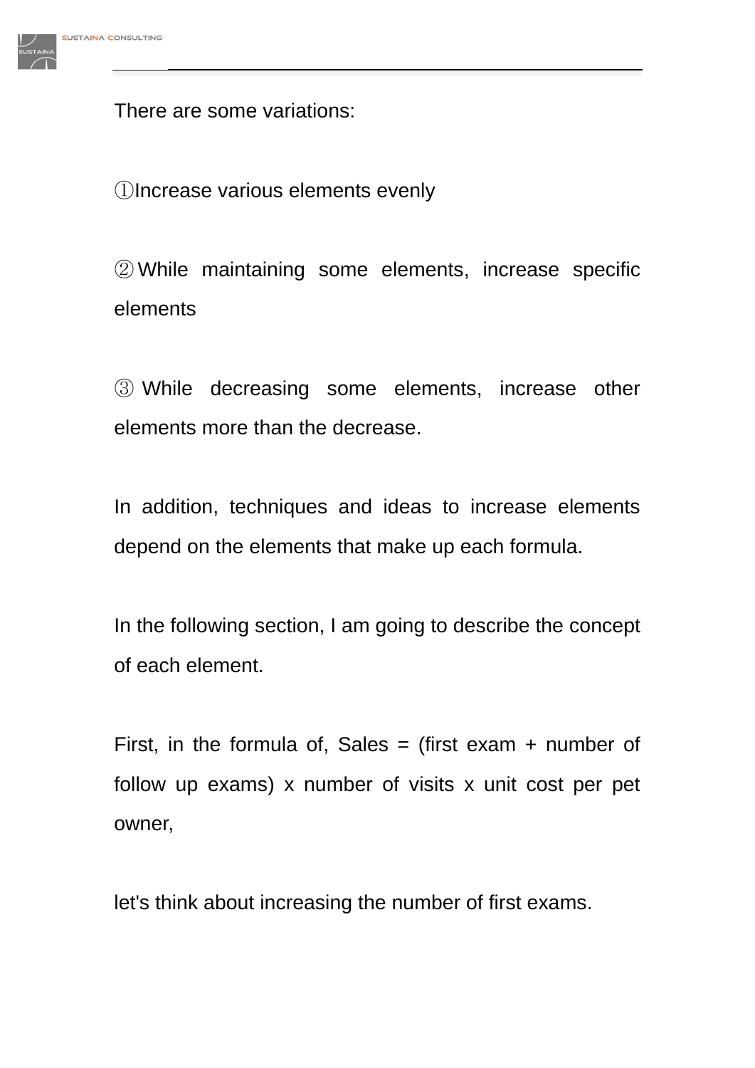There are some variations:

①Increase various elements evenly

②While maintaining some elements, increase specific elements

③While decreasing some elements, increase other elements more than the decrease.

In addition, techniques and ideas to increase elements depend on the elements that make up each formula.

In the following section, I am going to describe the concept of each element.

First, in the formula of, Sales = (first exam + number of follow up exams) x number of visits x unit cost per pet owner,

let's think about increasing the number of first exams.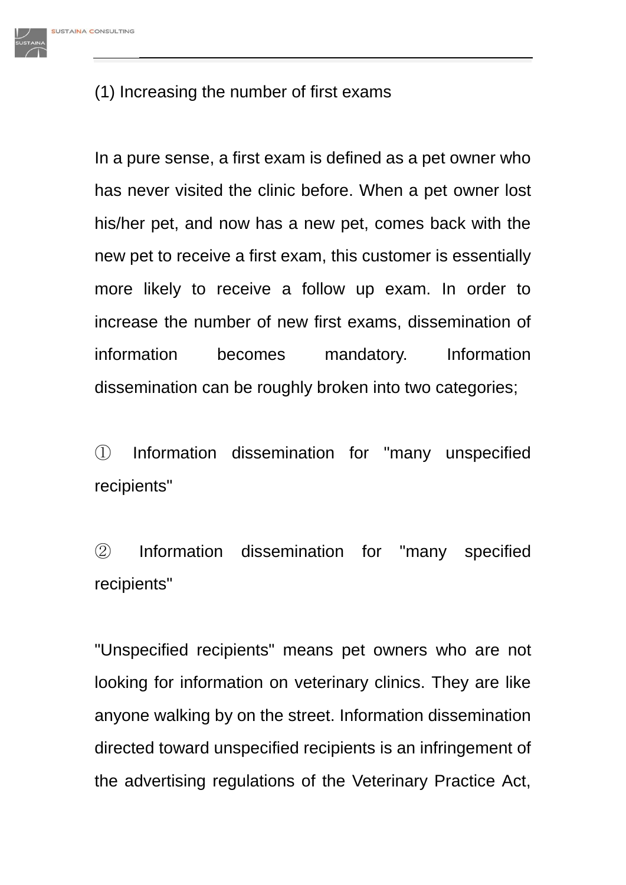(1) Increasing the number of first exams

In a pure sense, a first exam is defined as a pet owner who has never visited the clinic before. When a pet owner lost his/her pet, and now has a new pet, comes back with the new pet to receive a first exam, this customer is essentially more likely to receive a follow up exam. In order to increase the number of new first exams, dissemination of information becomes mandatory. Information dissemination can be roughly broken into two categories;

① Information dissemination for "many unspecified recipients"

② Information dissemination for "many specified recipients"

"Unspecified recipients" means pet owners who are not looking for information on veterinary clinics. They are like anyone walking by on the street. Information dissemination directed toward unspecified recipients is an infringement of the advertising regulations of the Veterinary Practice Act,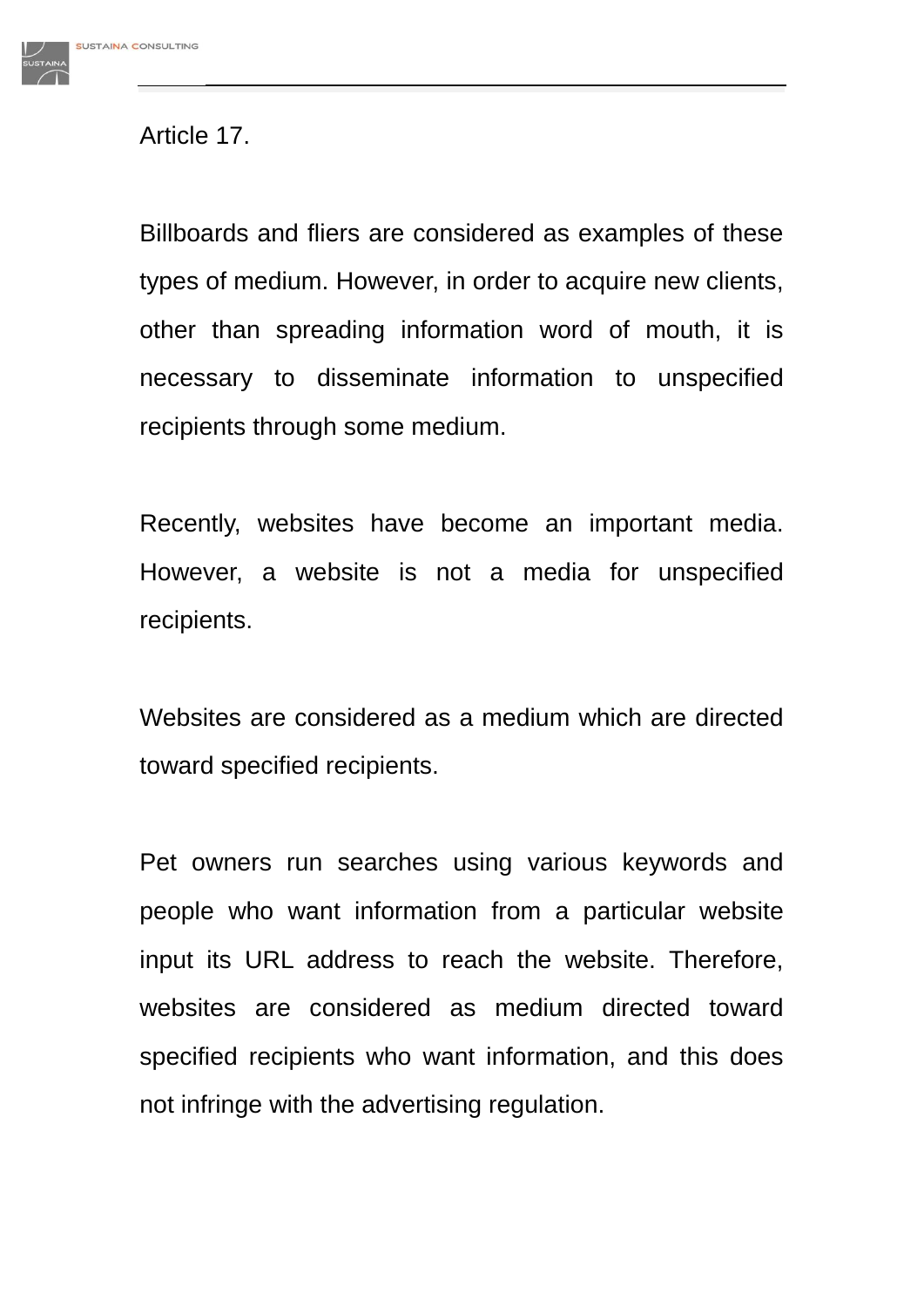Article 17.

Billboards and fliers are considered as examples of these types of medium. However, in order to acquire new clients, other than spreading information word of mouth, it is necessary to disseminate information to unspecified recipients through some medium.

Recently, websites have become an important media. However, a website is not a media for unspecified recipients.

Websites are considered as a medium which are directed toward specified recipients.

Pet owners run searches using various keywords and people who want information from a particular website input its URL address to reach the website. Therefore, websites are considered as medium directed toward specified recipients who want information, and this does not infringe with the advertising regulation.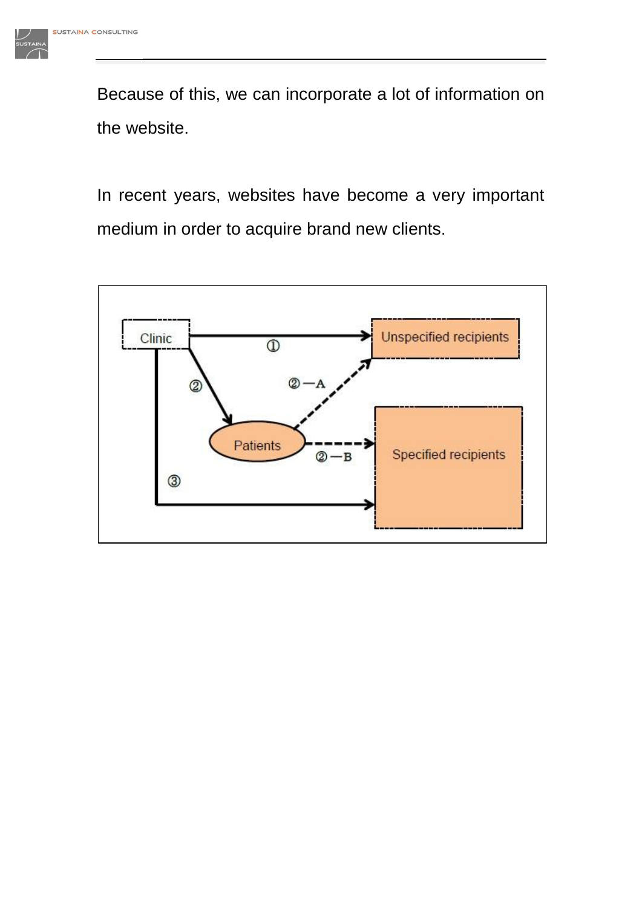Because of this, we can incorporate a lot of information on the website.

In recent years, websites have become a very important medium in order to acquire brand new clients.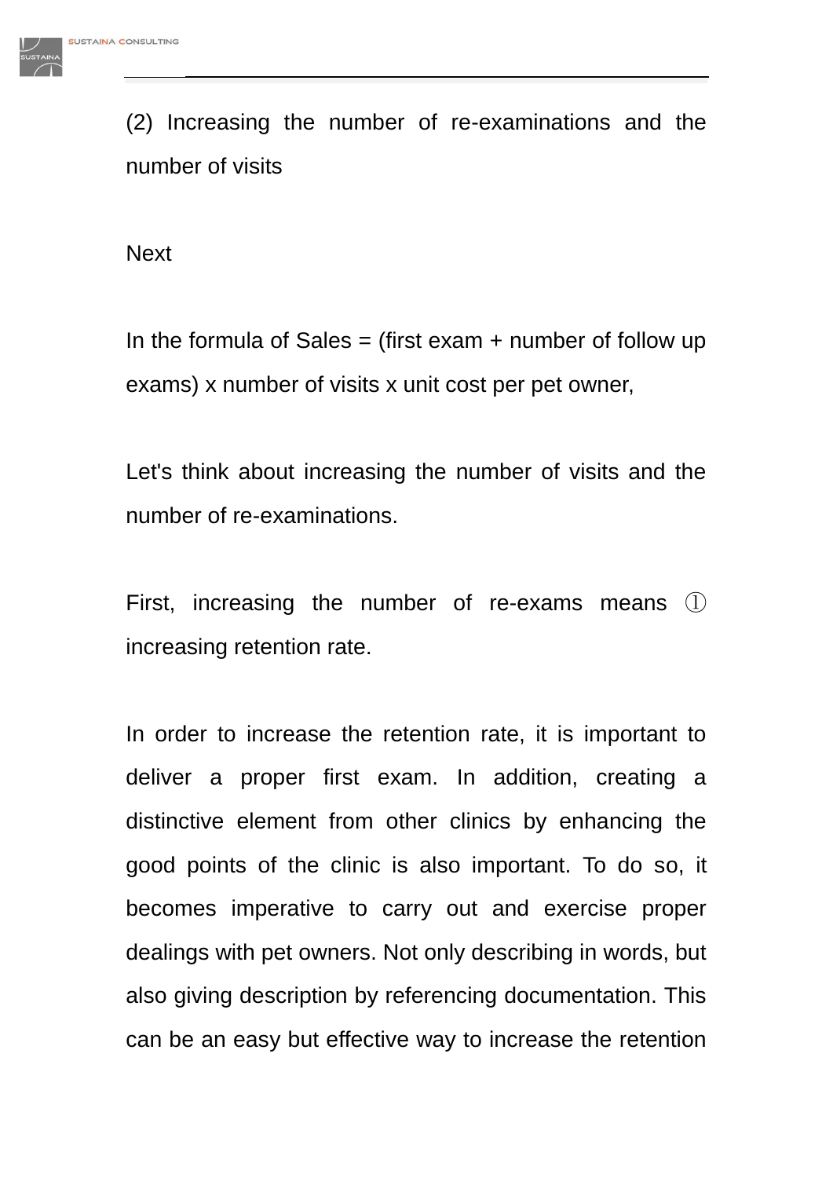(2) Increasing the number of re-examinations and the number of visits

Next

In the formula of Sales = (first exam + number of follow up exams) x number of visits x unit cost per pet owner,

Let's think about increasing the number of visits and the number of re-examinations.

First, increasing the number of re-exams means ① increasing retention rate.

In order to increase the retention rate, it is important to deliver a proper first exam. In addition, creating a distinctive element from other clinics by enhancing the good points of the clinic is also important. To do so, it becomes imperative to carry out and exercise proper dealings with pet owners. Not only describing in words, but also giving description by referencing documentation. This can be an easy but effective way to increase the retention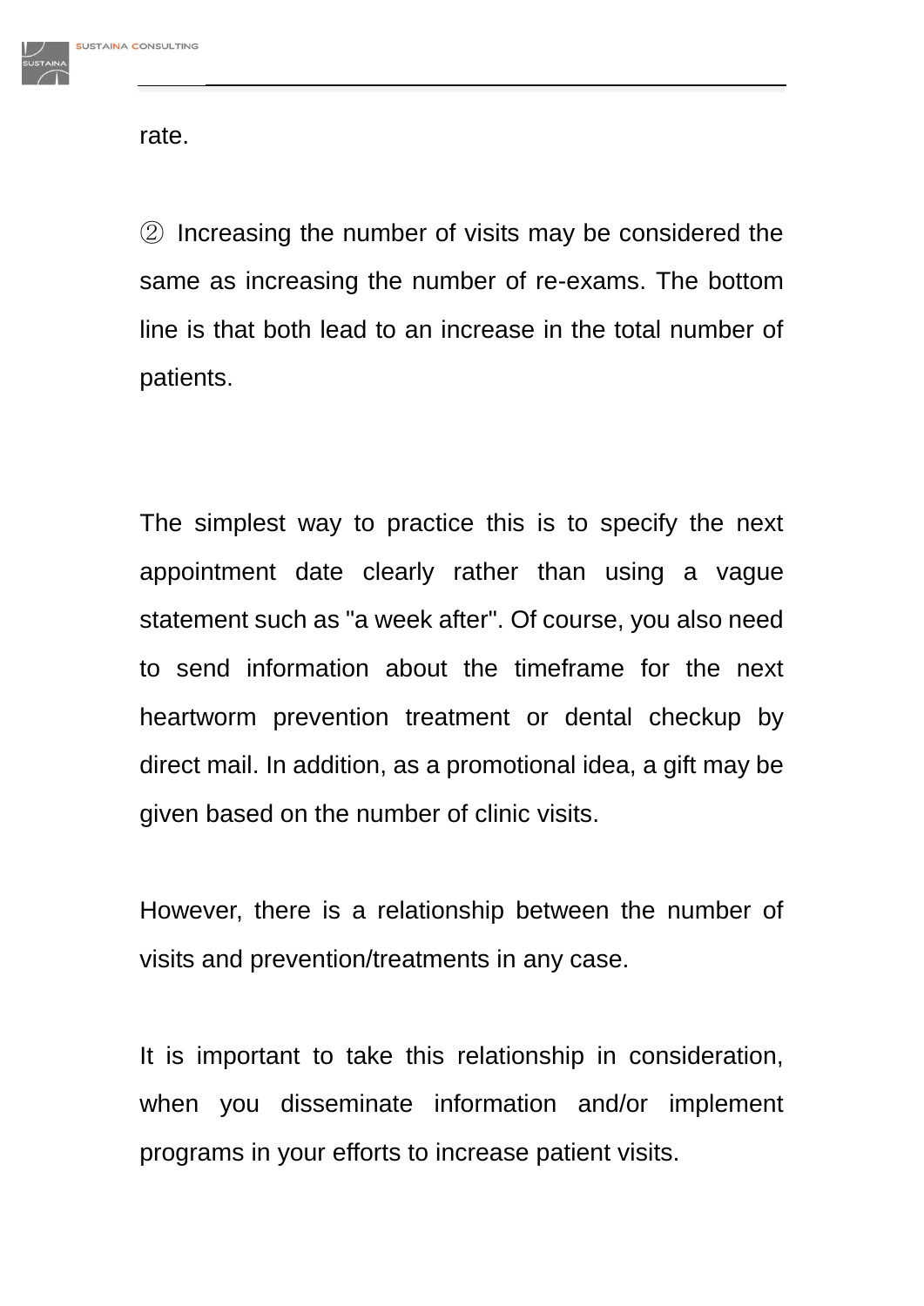rate.

② Increasing the number of visits may be considered the same as increasing the number of re-exams. The bottom line is that both lead to an increase in the total number of patients.

The simplest way to practice this is to specify the next appointment date clearly rather than using a vague statement such as "a week after". Of course, you also need to send information about the timeframe for the next heartworm prevention treatment or dental checkup by direct mail. In addition, as a promotional idea, a gift may be given based on the number of clinic visits.

However, there is a relationship between the number of visits and prevention/treatments in any case.

It is important to take this relationship in consideration, when you disseminate information and/or implement programs in your efforts to increase patient visits.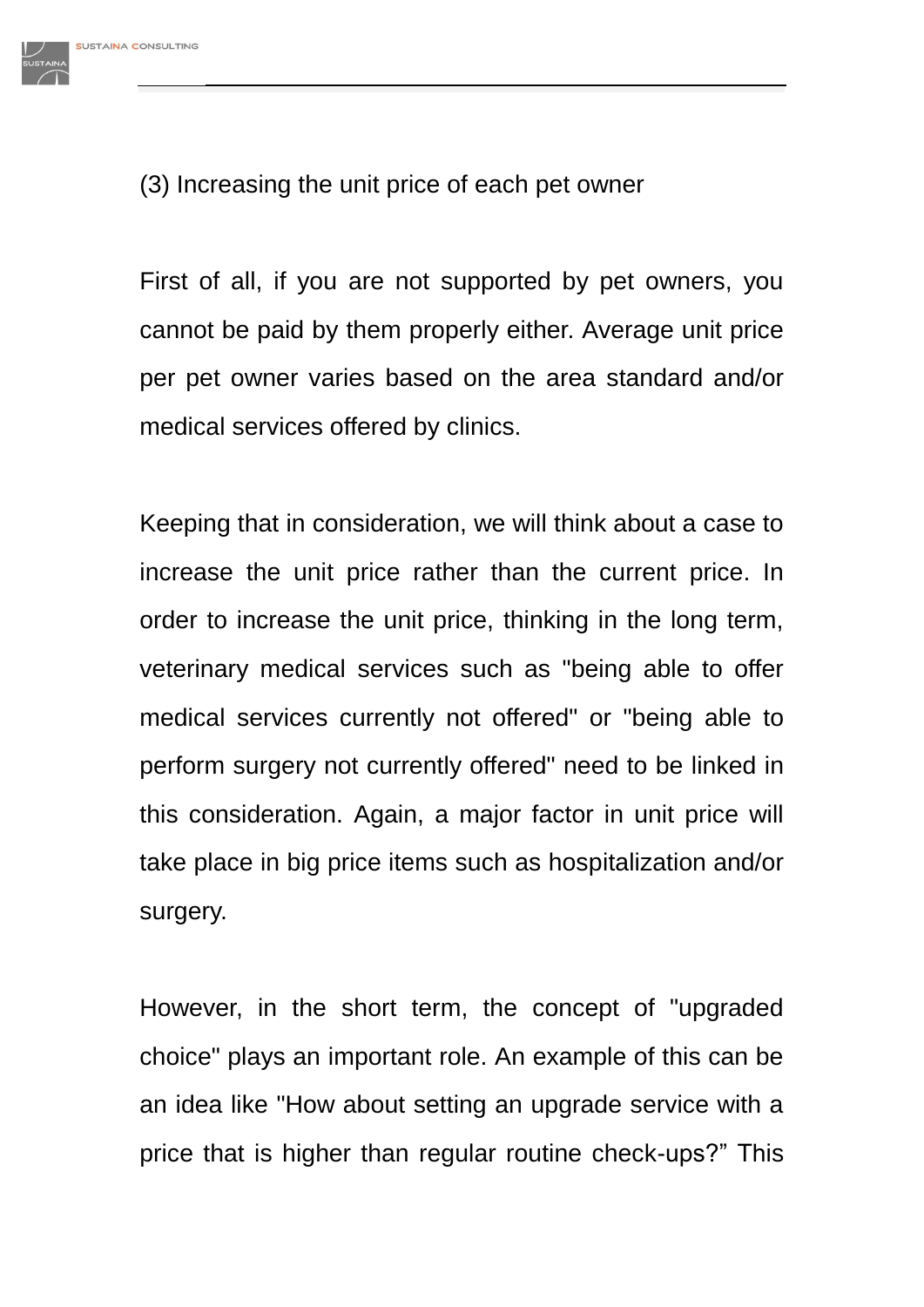### (3) Increasing the unit price of each pet owner

First of all, if you are not supported by pet owners, you cannot be paid by them properly either. Average unit price per pet owner varies based on the area standard and/or medical services offered by clinics.

Keeping that in consideration, we will think about a case to increase the unit price rather than the current price. In order to increase the unit price, thinking in the long term, veterinary medical services such as "being able to offer medical services currently not offered" or "being able to perform surgery not currently offered" need to be linked in this consideration. Again, a major factor in unit price will take place in big price items such as hospitalization and/or surgery.

However, in the short term, the concept of "upgraded choice" plays an important role. An example of this can be an idea like "How about setting an upgrade service with a price that is higher than regular routine check-ups?" This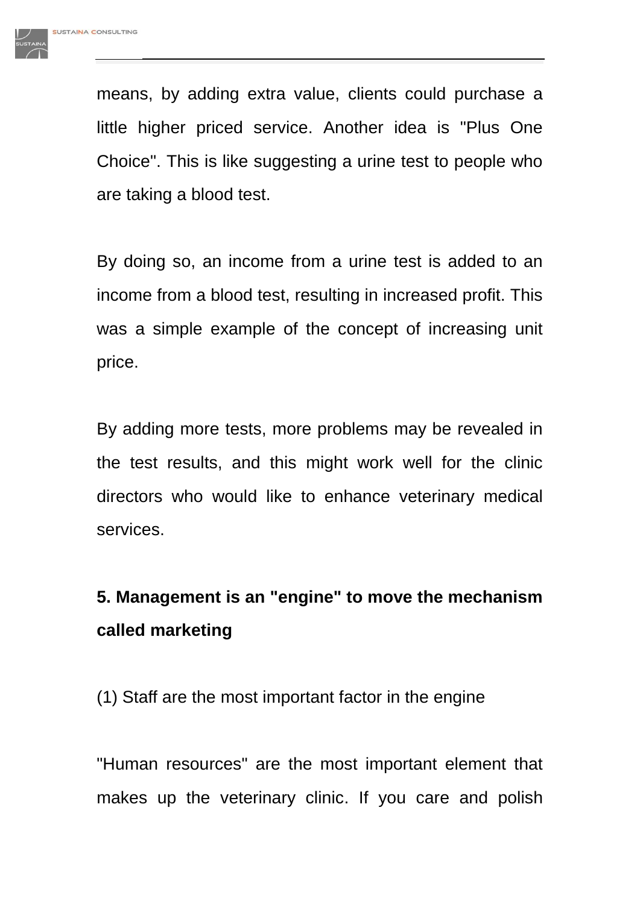means, by adding extra value, clients could purchase a little higher priced service. Another idea is "Plus One Choice". This is like suggesting a urine test to people who are taking a blood test.

By doing so, an income from a urine test is added to an income from a blood test, resulting in increased profit. This was a simple example of the concept of increasing unit price.

By adding more tests, more problems may be revealed in the test results, and this might work well for the clinic directors who would like to enhance veterinary medical services.

## 5. Management is an "engine" to move the mechanism called marketing

(1) Staff are the most important factor in the engine

"Human resources" are the most important element that makes up the veterinary clinic. If you care and polish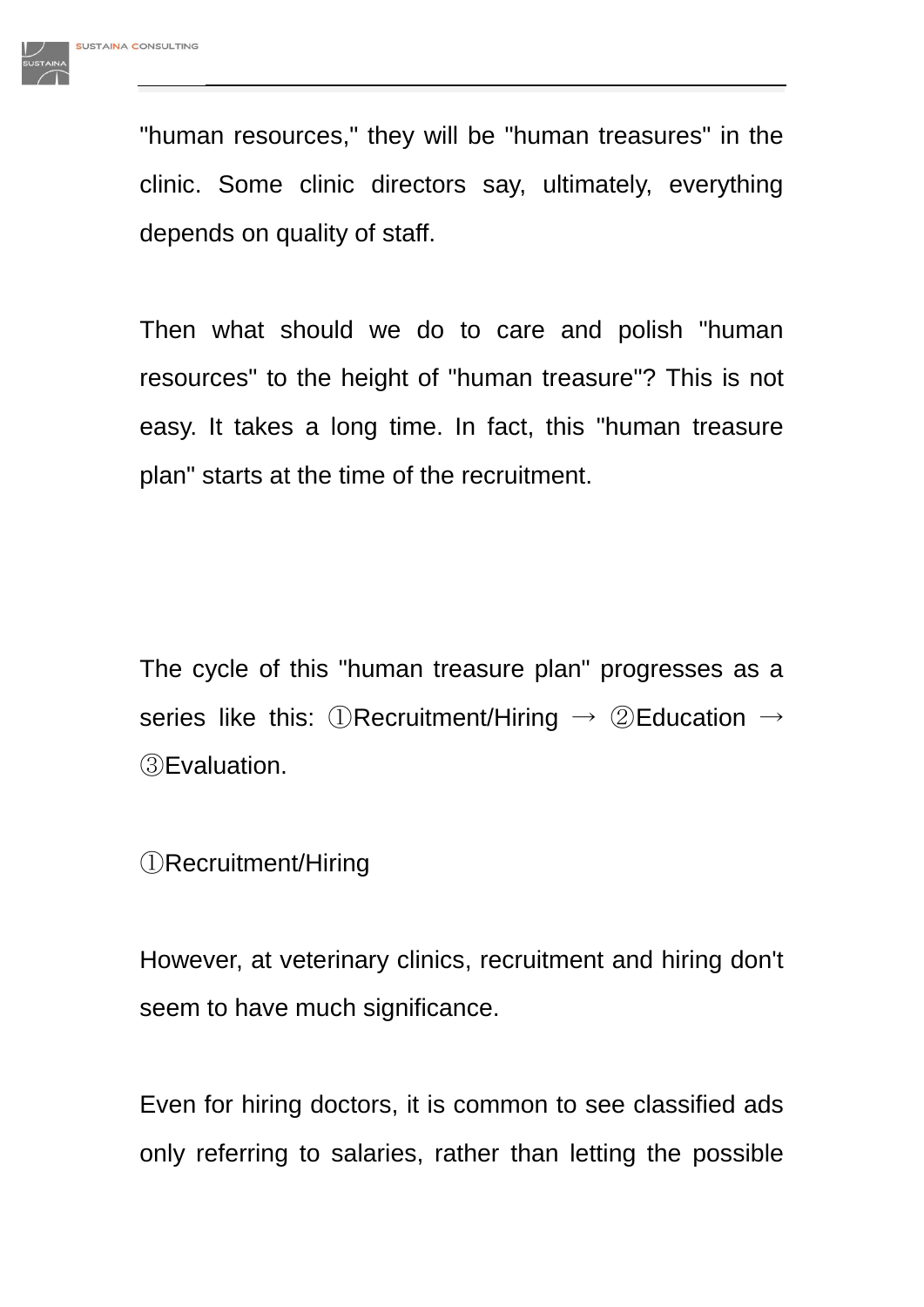"human resources," they will be "human treasures" in the clinic. Some clinic directors say, ultimately, everything depends on quality of staff.

Then what should we do to care and polish "human resources" to the height of "human treasure"? This is not easy. It takes a long time. In fact, this "human treasure plan" starts at the time of the recruitment.

The cycle of this "human treasure plan" progresses as a series like this: ①Recruitment/Hiring → ②Education → ③Evaluation.

①Recruitment/Hiring

However, at veterinary clinics, recruitment and hiring don't seem to have much significance.

Even for hiring doctors, it is common to see classified ads only referring to salaries, rather than letting the possible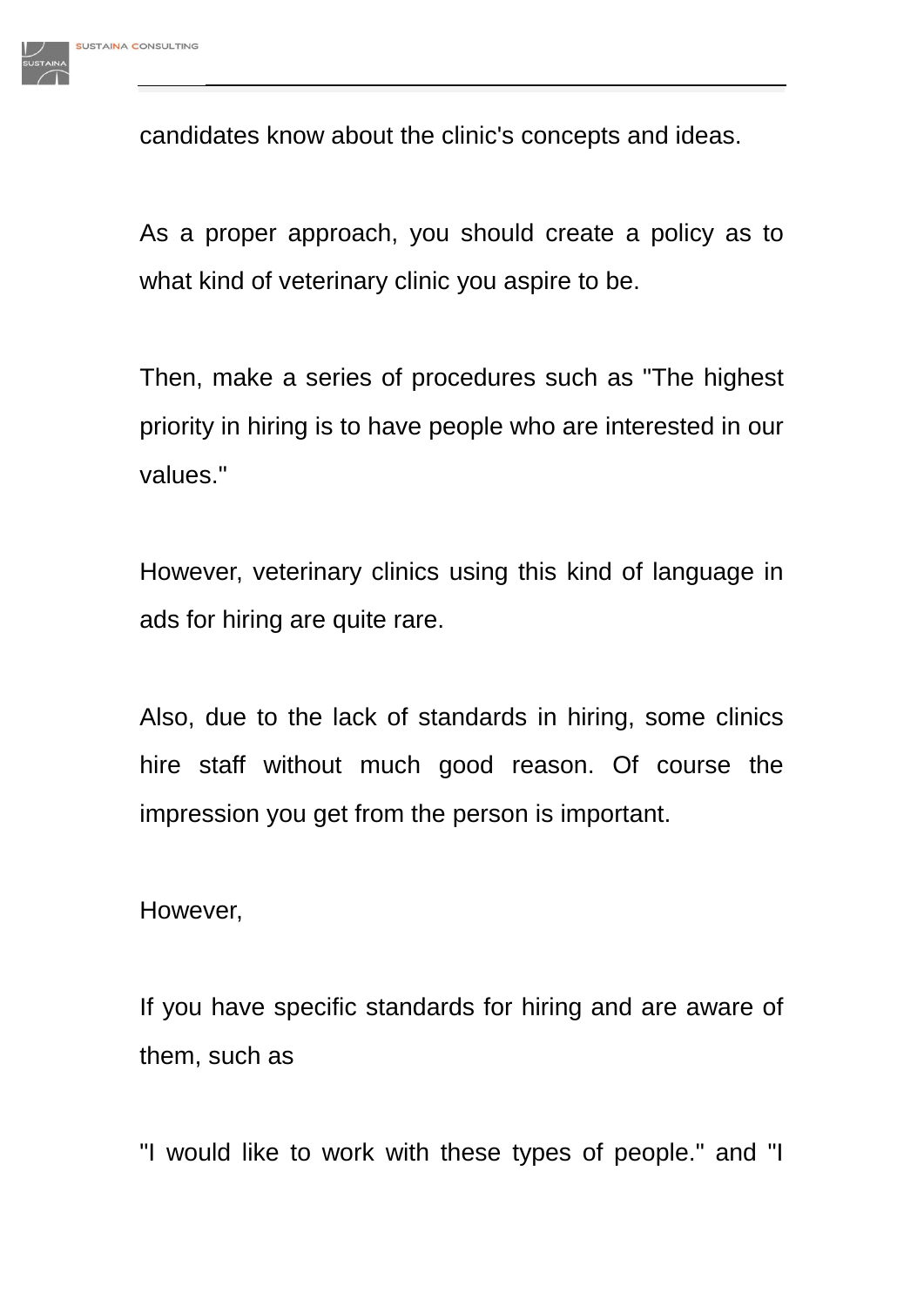candidates know about the clinic's concepts and ideas.

As a proper approach, you should create a policy as to what kind of veterinary clinic you aspire to be.

Then, make a series of procedures such as "The highest priority in hiring is to have people who are interested in our values."

However, veterinary clinics using this kind of language in ads for hiring are quite rare.

Also, due to the lack of standards in hiring, some clinics hire staff without much good reason. Of course the impression you get from the person is important.

However,

If you have specific standards for hiring and are aware of them, such as

"I would like to work with these types of people." and "I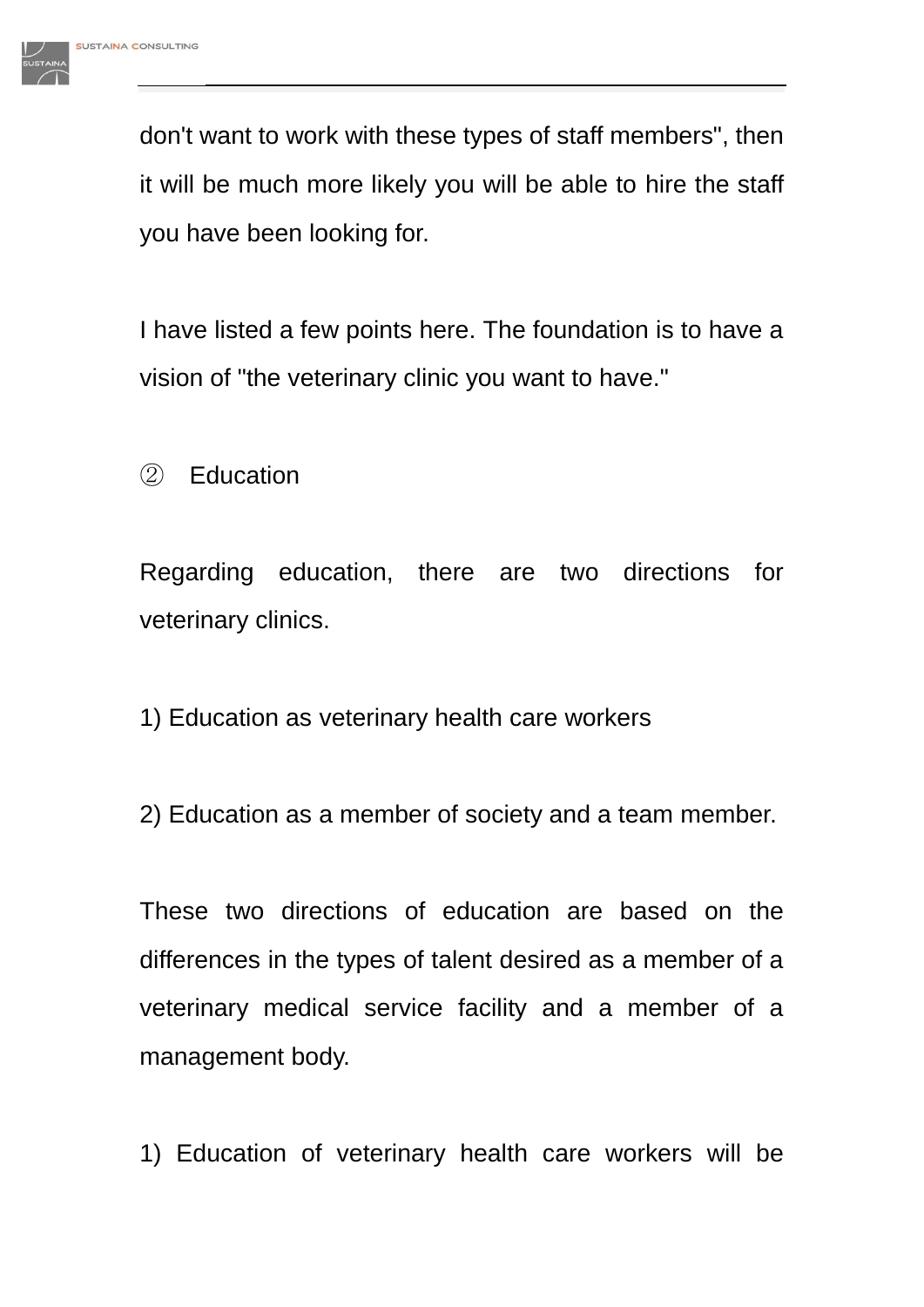don't want to work with these types of staff members", then it will be much more likely you will be able to hire the staff you have been looking for.

I have listed a few points here. The foundation is to have a vision of "the veterinary clinic you want to have."

② Education

Regarding education, there are two directions for veterinary clinics.

1) Education as veterinary health care workers

2) Education as a member of society and a team member.

These two directions of education are based on the differences in the types of talent desired as a member of a veterinary medical service facility and a member of a management body.

1) Education of veterinary health care workers will be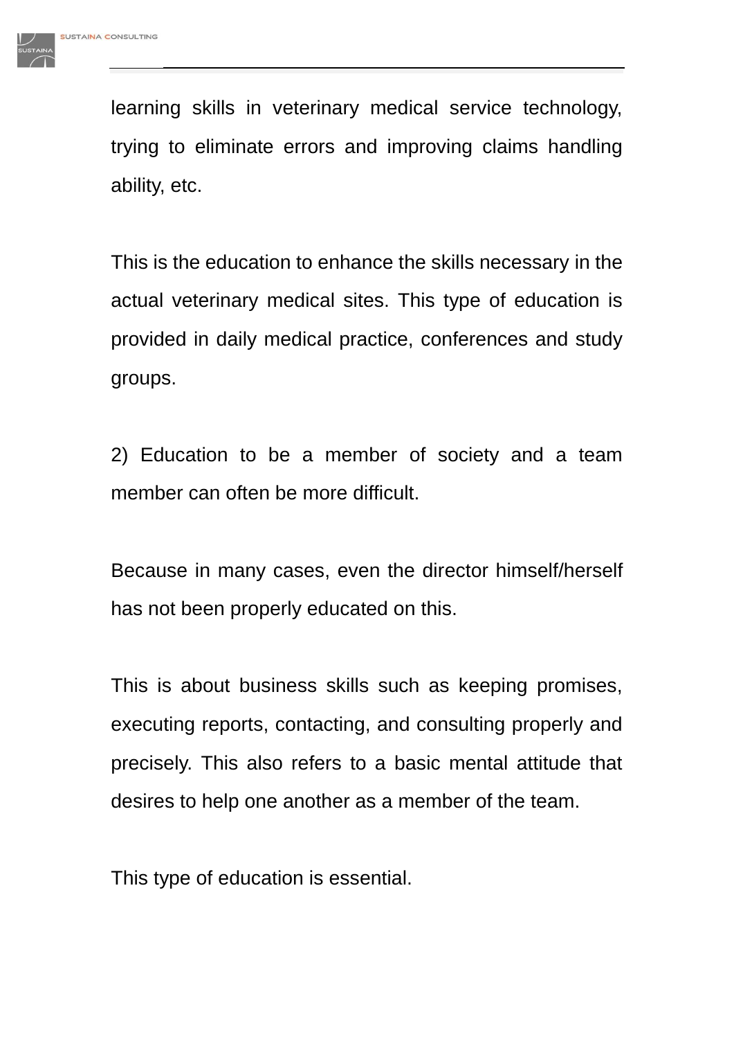learning skills in veterinary medical service technology, trying to eliminate errors and improving claims handling ability, etc.

This is the education to enhance the skills necessary in the actual veterinary medical sites. This type of education is provided in daily medical practice, conferences and study groups.

2) Education to be a member of society and a team member can often be more difficult.

Because in many cases, even the director himself/herself has not been properly educated on this.

This is about business skills such as keeping promises, executing reports, contacting, and consulting properly and precisely. This also refers to a basic mental attitude that desires to help one another as a member of the team.

This type of education is essential.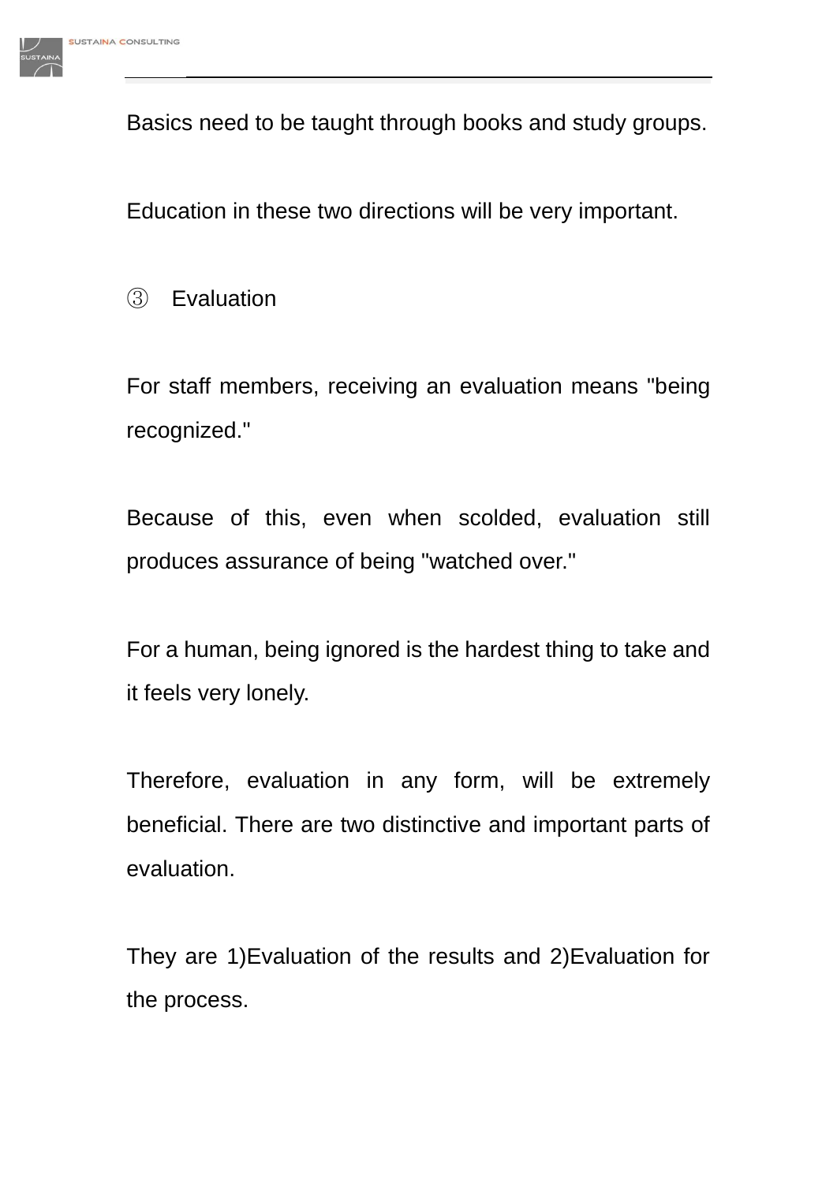Basics need to be taught through books and study groups.

Education in these two directions will be very important.

### ③ Evaluation

For staff members, receiving an evaluation means "being recognized."

Because of this, even when scolded, evaluation still produces assurance of being "watched over."

For a human, being ignored is the hardest thing to take and it feels very lonely.

Therefore, evaluation in any form, will be extremely beneficial. There are two distinctive and important parts of evaluation.

They are 1)Evaluation of the results and 2)Evaluation for the process.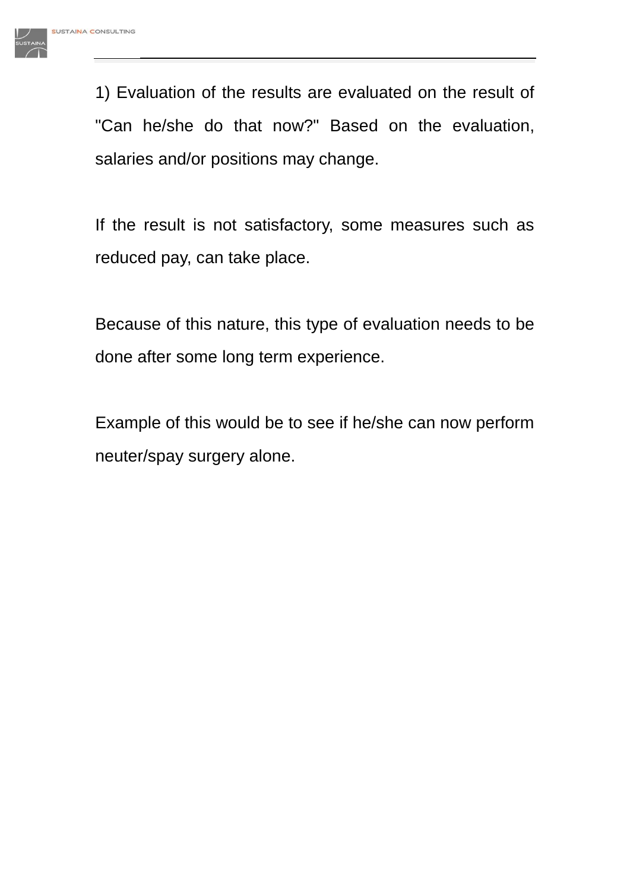1) Evaluation of the results are evaluated on the result of "Can he/she do that now?" Based on the evaluation, salaries and/or positions may change.

If the result is not satisfactory, some measures such as reduced pay, can take place.

Because of this nature, this type of evaluation needs to be done after some long term experience.

Example of this would be to see if he/she can now perform neuter/spay surgery alone.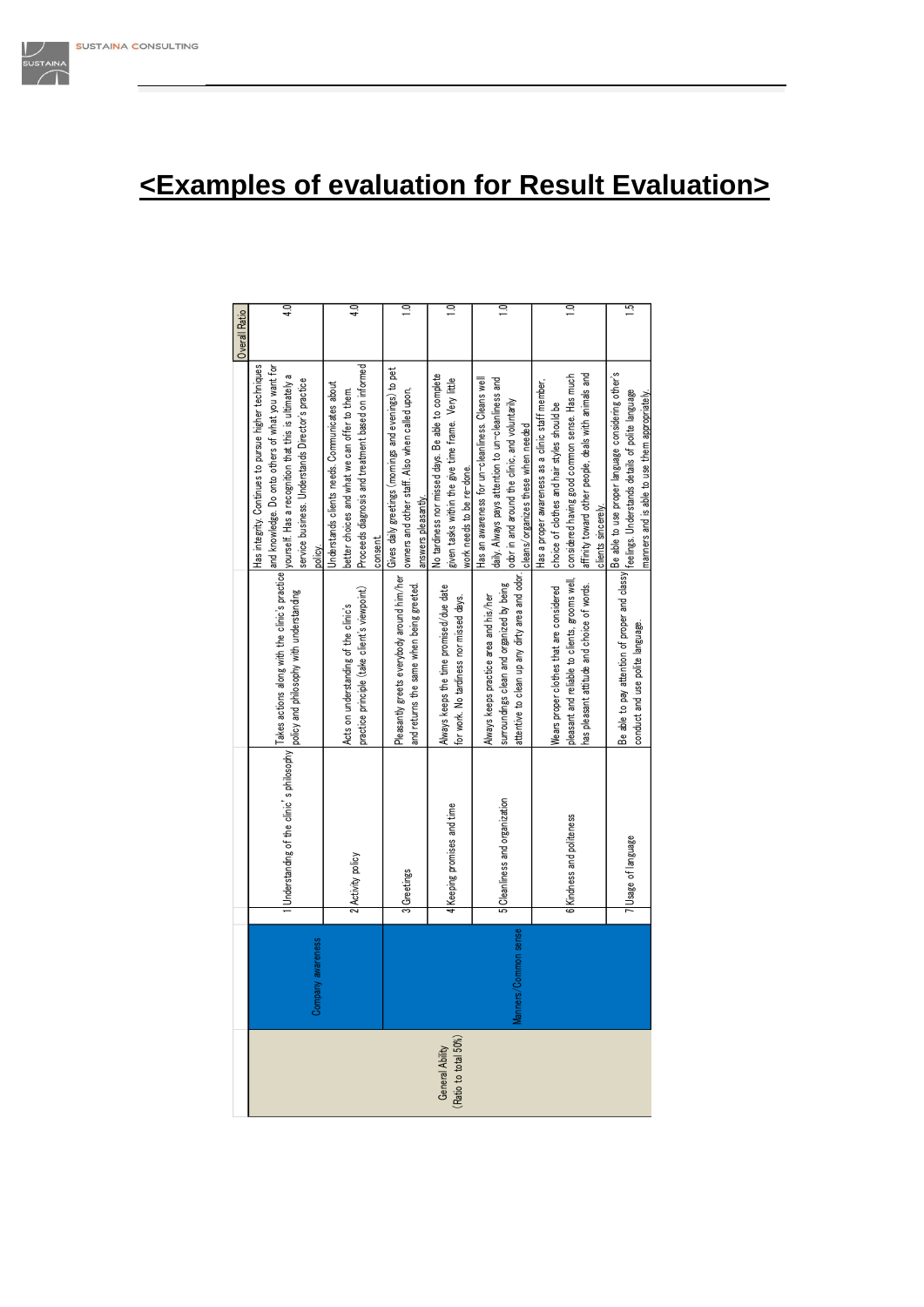# <Examples of evaluation for Result Evaluation>

| | | | | | Overall Ratio |
|---|---|---|---|---|---|
| General Ability (Ratio to total 50%) | Company awareness | 1 Understanding of the clinic's philosophy | Takes actions along with the clinic's practice policy and philosophy with understanding | Has integrity. Continues to pursue higher techniques and knowledge. Do onto others of what you want for yourself. Has a recognition that this is ultimately a service business. Understands Director's practice policy. | 4.0 |
| | | 2 Activity policy | Acts on understanding of the clinic's practice principle (take client's viewpoint) | Understands clients needs. Communicates about better choices and what we can offer to them. Proceeds diagnosis and treatment based on informed consent. | 4.0 |
| | Manners/Common sense | 3 Greetings | Pleasantly greets everybody around him/her and returns the same when being greeted. | Gives daily greetings (mornings and evenings) to pet owners and other staff. Also when called upon, answers pleasantly. | 1.0 |
| | | 4 Keeping promises and time | Always keeps the time promised/due date for work. No tardiness nor missed days. | No tardiness nor missed days. Be able to complete given tasks within the give time frame. Very little work needs to be re-done. | 1.0 |
| | | 5 Cleanliness and organization | Always keeps practice area and his/her surroundings clean and organized by being attentive to clean up any dirty area and odor. | Has an awareness for un-cleanliness. Cleans well daily. Always pays attention to un-cleanliness and odor in and around the clinic, and voluntarily cleans/organizes these when needed | 1.0 |
| | | 6 Kindness and politeness | Wears proper clothes that are considered pleasant and reliable to clients, grooms well, has pleasant attitude and choice of words. | Has a proper awareness as a clinic staff member, choice of clothes and hair styles should be considered having good common sense. Has much affinity toward other people, deals with animals and clients sincerely. | 1.0 |
| | | 7 Usage of language | Be able to pay attention of proper and classy conduct and use polite language. | Be able to use proper language considering other's feelings. Understands details of polite language manners and is able to use them appropriately. | 1.5 |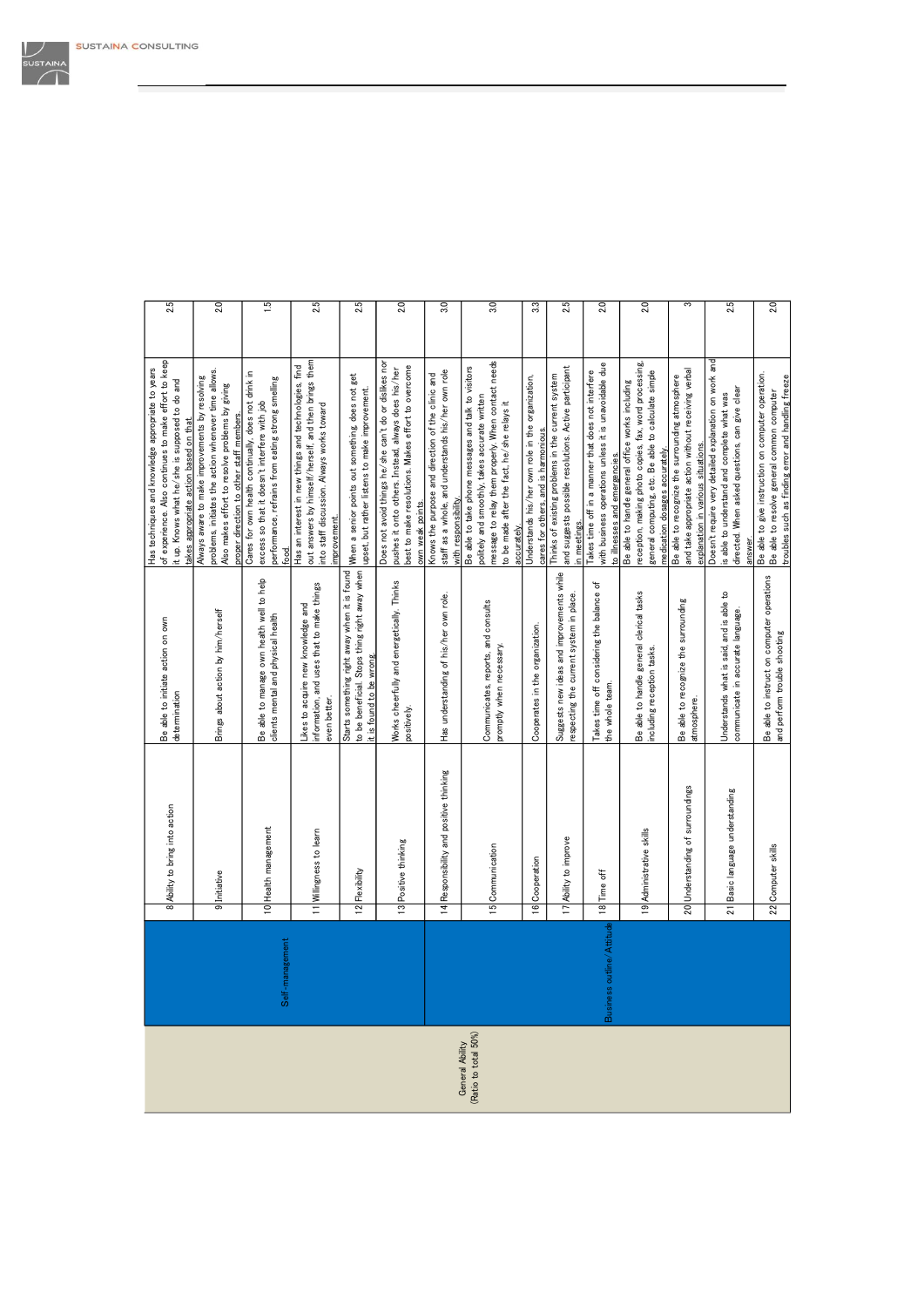| Category | Sub-category | No. | Item | Description | Criteria | Score |
|---|---|---|---|---|---|---|
| General Ability (Ratio to total 50%) | Self-management | 8 | Ability to bring into action | Be able to initiate action on own determination | Has techniques and knowledge appropriate to years of experience. Also continues to make effort to keep it up. Knows what he/she is supposed to do and takes appropriate action based on that. | 2.5 |
| | | 9 | Initiative | Brings about action by him/herself | Always aware to make improvements by resolving problems, initiates the action whenever time allows. Also makes effort to resolve problems by giving proper direction to other staff members. | 2.0 |
| | | 10 | Health management | Be able to manage own health well to help clients mental and physical health | Cares for own health continually, does not drink in excess so that it doesn't interfere with job performance, refrains from eating strong smelling food. | 1.5 |
| | | 11 | Willingness to learn | Likes to acquire new knowledge and information, and uses that to make things even better. | Has an interest in new things and technologies, find out answers by himself/herself, and then brings them into staff discussion. Always works toward improvement. | 2.5 |
| | | 12 | Flexibility | Starts something right away when it is found to be beneficial. Stops thing right away when it is found to be wrong. | When a senior points out something, does not get upset, but rather listens to make improvement. | 2.5 |
| | | 13 | Positive thinking | Works cheerfully and energetically. Thinks positively. | Does not avoid things he/she can't do or dislikes nor pushes it onto others. Instead, always does his/her best to make resolutions. Makes effort to overcome own weak points. | 2.0 |
| | | 14 | Responsibility and positive thinking | Has understanding of his/her own role. | Knows the purpose and direction of the clinic and staff as a whole, and understands his/her own role with responsibility. | 3.0 |
| | Business outline/Attitude | 15 | Communication | Communicates, reports, and consults promptly when necessary. | Be able to take phone messages and talk to visitors politely and smoothly, takes accurate written message to relay them properly. When contact needs to be made after the fact, he/she relays it accurately. | 3.0 |
| | | 16 | Cooperation | Cooperates in the organization. | Understands his/her own role in the organization, cares for others, and is harmonious. | 3.3 |
| | | 17 | Ability to improve | Suggests new ideas and improvements while respecting the current system in place. | Thinks of existing problems in the current system and suggests possible resolutions. Active participant in meetings. | 2.5 |
| | | 18 | Time off | Takes time off considering the balance of the whole team. | Takes time off in a manner that does not interfere with business operations unless it is unavoidable due to illnesses and emergencies. | 2.0 |
| | | 19 | Administrative skills | Be able to handle general clerical tasks including reception tasks. | Be able to handle general office works including reception, making photo copies, fax, word processing, general computing, etc. Be able to calculate simple medication dosages accurately. | 2.0 |
| | | 20 | Understanding of surroundings | Be able to recognize the surrounding atmosphere. | Be able to recognize the surrounding atmosphere and take appropriate action without receiving verbal explanation in various situations. | 3 |
| | | 21 | Basic language understanding | Understands what is said, and is able to communicate in accurate language. | Doesn't require very detailed explanation on work and is able to understand and complete what was directed. When asked questions, can give clear answer. | 2.5 |
| | | 22 | Computer skills | Be able to instruct on computer operations and perform trouble shooting | Be able to give instruction on computer operation. Be able to resolve general common computer troubles such as finding error and handling freeze | 2.0 |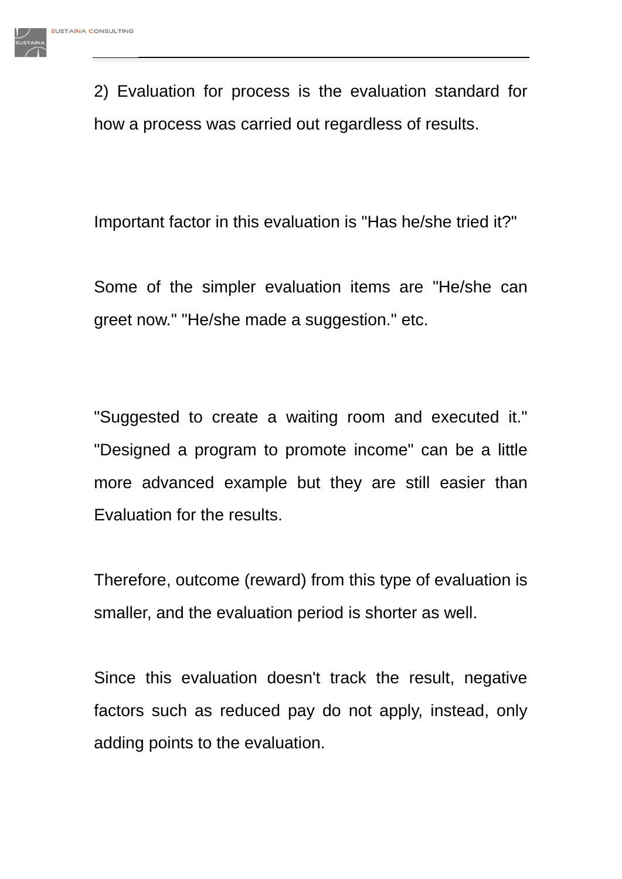2) Evaluation for process is the evaluation standard for how a process was carried out regardless of results.

Important factor in this evaluation is "Has he/she tried it?"

Some of the simpler evaluation items are "He/she can greet now." "He/she made a suggestion." etc.

"Suggested to create a waiting room and executed it." "Designed a program to promote income" can be a little more advanced example but they are still easier than Evaluation for the results.

Therefore, outcome (reward) from this type of evaluation is smaller, and the evaluation period is shorter as well.

Since this evaluation doesn't track the result, negative factors such as reduced pay do not apply, instead, only adding points to the evaluation.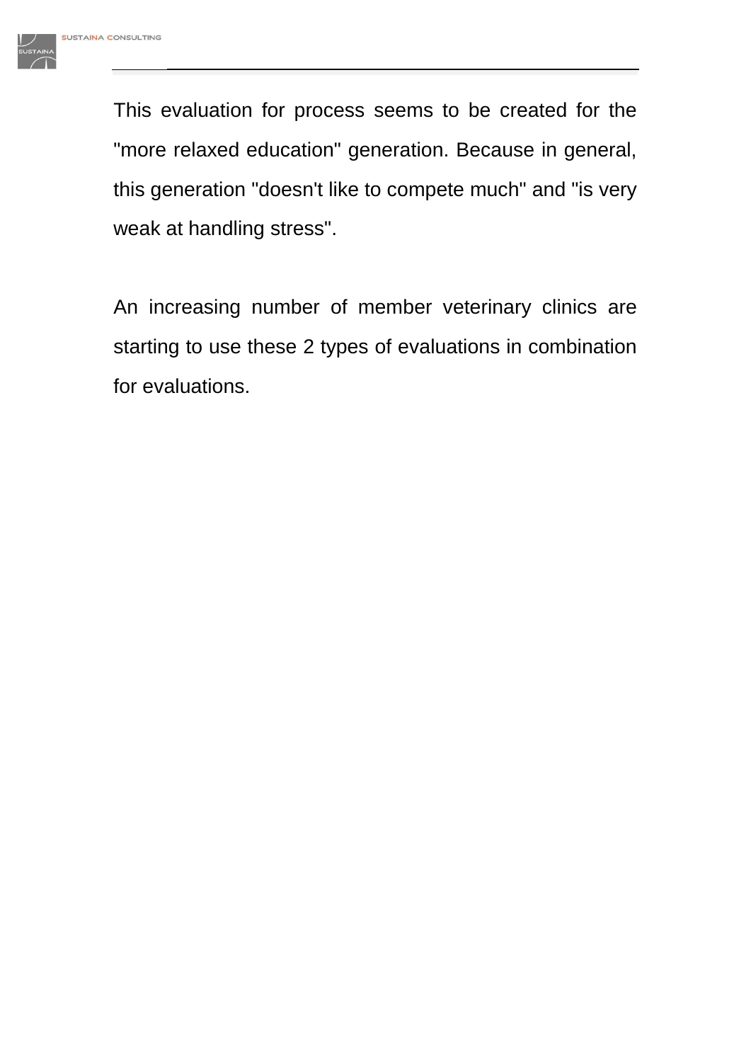This evaluation for process seems to be created for the "more relaxed education" generation. Because in general, this generation "doesn't like to compete much" and "is very weak at handling stress".

An increasing number of member veterinary clinics are starting to use these 2 types of evaluations in combination for evaluations.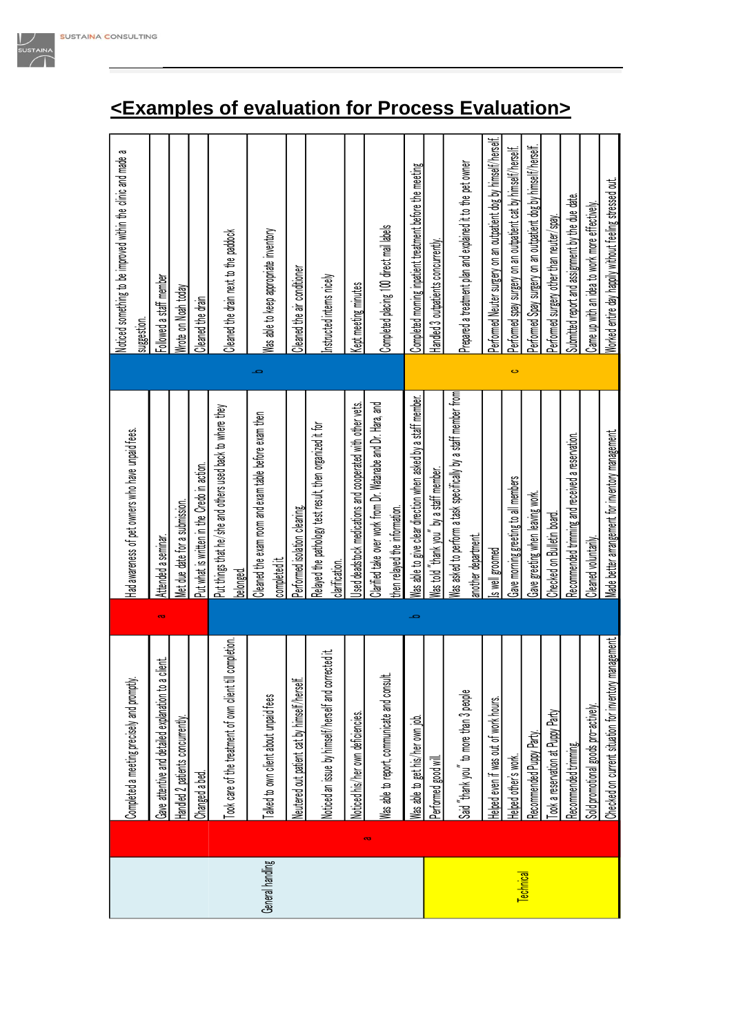# <Examples of evaluation for Process Evaluation>

| Category | Grade | Example | Grade | Example | Grade | Example |
|---|---|---|---|---|---|---|
| General handling | a | Completed a meeting precisely and promptly. | a | Had awareness of pet owners who have unpaid fees. | b | Noticed something to be improved within the clinic and made a suggestion. |
| General handling | a | Gave attentive and detailed explanation to a client. | a | Attended a seminar. | b | Followed a staff member |
| General handling | a | Handled 2 patients concurrently. | a | Met due date for a submission. | b | Wrote on Noah today |
| General handling | a | Changed a bed. | a | Put what is written in the Credo in action. | b | Cleaned the drain |
| General handling | a | Took care of the treatment of own client till completion. | b | Put things that he/she and others used back to where they belonged. | b | Cleaned the drain next to the paddock |
| General handling | a | Talked to own client about unpaid fees | b | Cleaned the exam room and exam table before exam then completed it. | b | Was able to keep appropriate inventory |
| General handling | a | Neutered out patient cat by himself/herself. | b | Performed isolation cleaning. | b | Cleaned the air conditioner |
| General handling | a | Noticed an issue by himself/herself and corrected it | b | Relayed the pathology test result, then organized it for clarification. | b | Instructed interns nicely |
| General handling | a | Noticed his/her own deficiencies. | b | Used deadstock medications and cooperated with other vets. | b | Kept meeting minutes |
| General handling | a | Was able to report, communicate and consult. | b | Clarified take over work from Dr. Watanabe and Dr. Hara, and then relayed the information. | b | Completed placing 100 direct mail labels |
| Technical | a | Was able to get his/her own job. | b | Was able to give clear direction when asked by a staff member. | c | Completed morning inpatient treatment before the meeting |
| Technical | a | Performed good will. | b | Was told "thank you" by a staff member. | c | Handled 3 outpatients concurrently. |
| Technical | a | Said "thank you" to more than 3 people | b | Was asked to perform a task specifically by a staff member from another department. | c | Prepared a treatment plan and explained it to the pet owner |
| Technical | a | Helped even if was out of work hours. | b | Is well groomed | c | Performed Neuter surgery on an outpatient dog by himself/herself. |
| Technical | a | Helped other's work. | b | Gave morning greeting to all members | c | Performed spay surgery on an outpatient cat by himself/herself. |
| Technical | a | Recommended Puppy Party. | b | Gave greeting when leaving work. | c | Performed Spay surgery on an outpatient dog by himself/herself. |
| Technical | a | Took a reservation at Puppy Party | b | Checked on Bulletin board. | c | Performed surgery other than neuter/spay. |
| Technical | a | Recommended trimming. | b | Recommended trimming and received a reservation. | c | Submitted report and assignment by the due date. |
| Technical | a | Sold promotional goods pro-actively. | b | Cleaned voluntarily. | c | Came up with an idea to work more effectively. |
| Technical | a | Checked on current situation for inventory management. | b | Made better arrangement for inventory management. | c | Worked entire day happily without feeling stressed out. |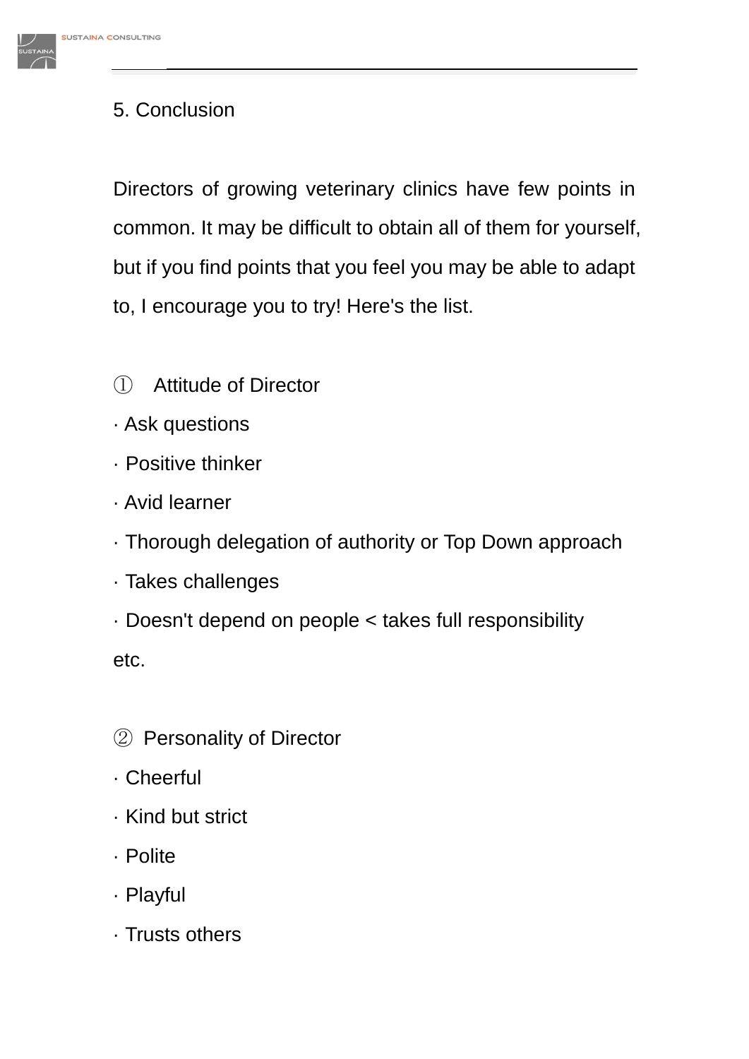## 5. Conclusion

Directors of growing veterinary clinics have few points in common. It may be difficult to obtain all of them for yourself, but if you find points that you feel you may be able to adapt to, I encourage you to try! Here's the list.

① Attitude of Director

· Ask questions

· Positive thinker

· Avid learner

· Thorough delegation of authority or Top Down approach

· Takes challenges

· Doesn't depend on people < takes full responsibility

etc.

② Personality of Director

· Cheerful

· Kind but strict

· Polite

· Playful

· Trusts others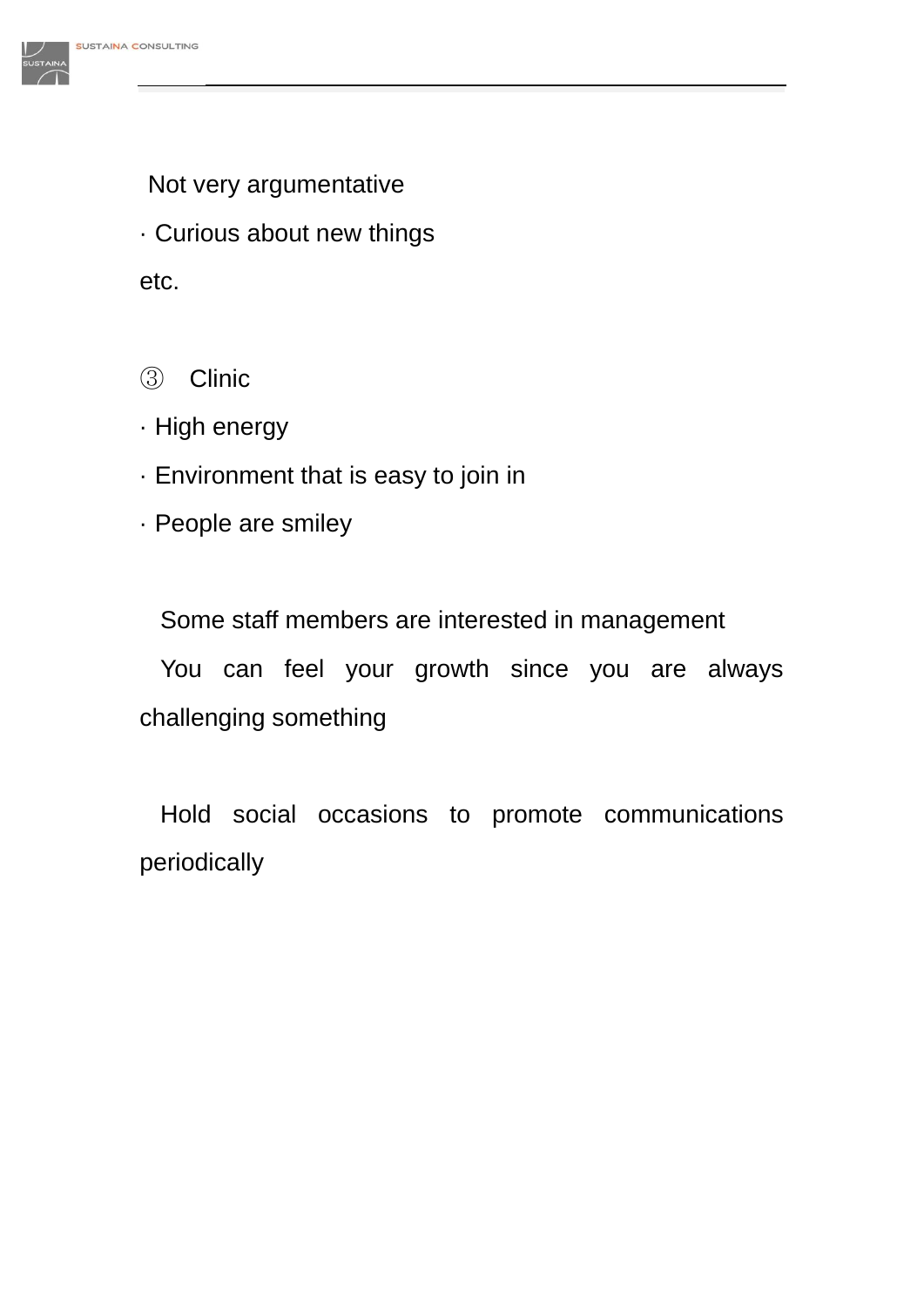Not very argumentative

· Curious about new things

etc.

③ Clinic

· High energy

· Environment that is easy to join in

· People are smiley

Some staff members are interested in management

You can feel your growth since you are always challenging something

Hold social occasions to promote communications periodically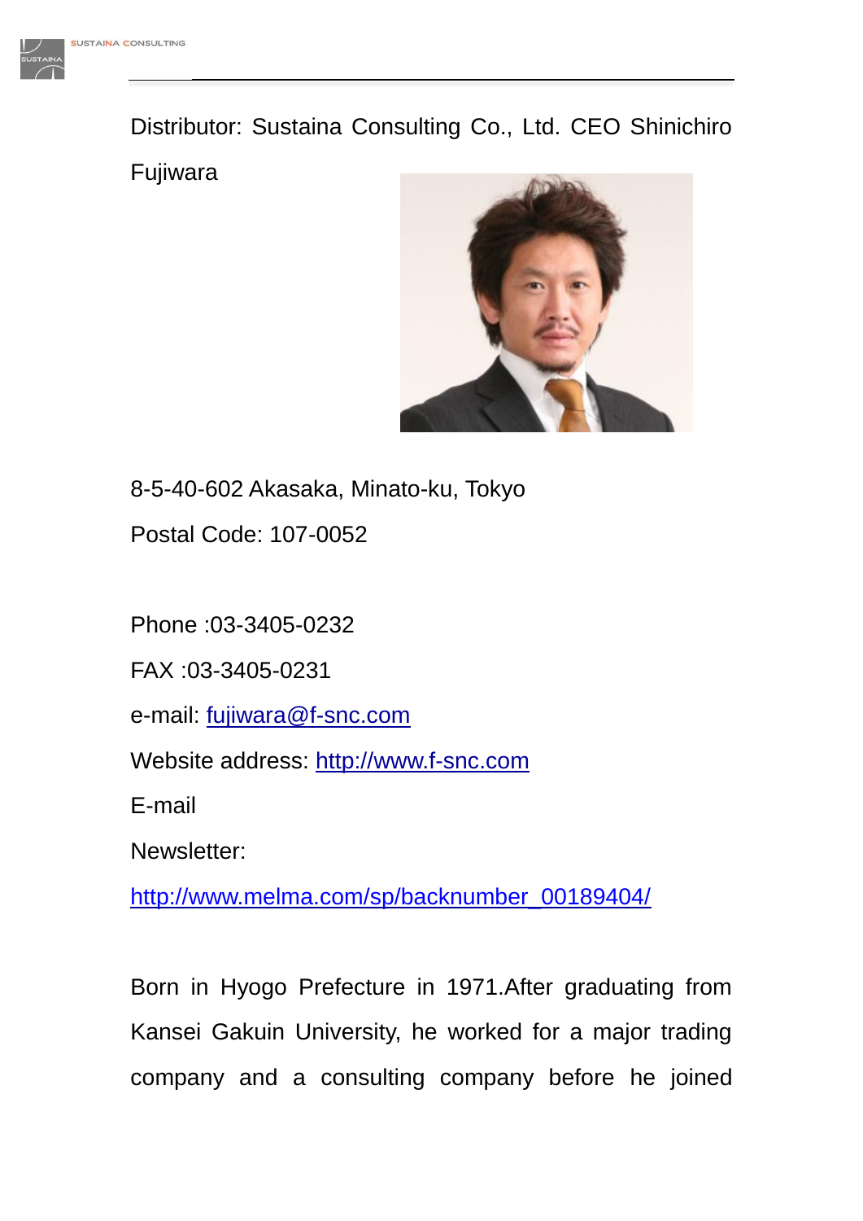Distributor: Sustaina Consulting Co., Ltd. CEO Shinichiro Fujiwara

8-5-40-602 Akasaka, Minato-ku, Tokyo

Postal Code: 107-0052

Phone :03-3405-0232

FAX :03-3405-0231

e-mail: fujiwara@f-snc.com

Website address: http://www.f-snc.com

E-mail

Newsletter:

http://www.melma.com/sp/backnumber_00189404/

Born in Hyogo Prefecture in 1971.After graduating from Kansei Gakuin University, he worked for a major trading company and a consulting company before he joined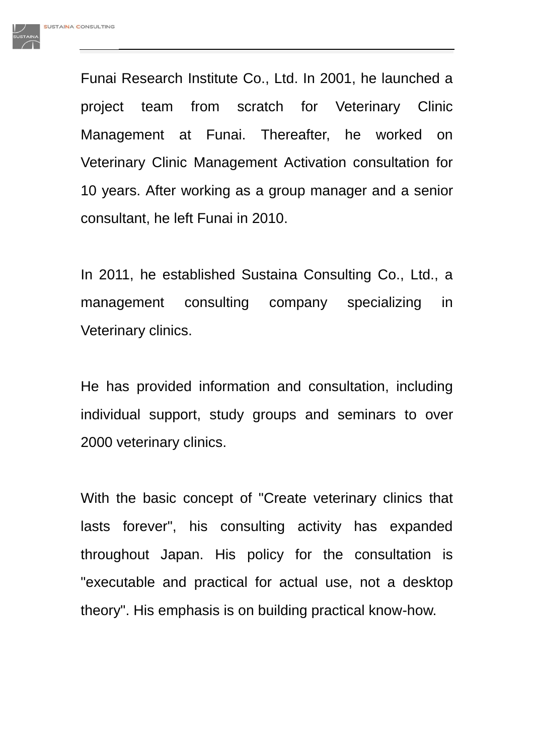Funai Research Institute Co., Ltd. In 2001, he launched a project team from scratch for Veterinary Clinic Management at Funai. Thereafter, he worked on Veterinary Clinic Management Activation consultation for 10 years. After working as a group manager and a senior consultant, he left Funai in 2010.

In 2011, he established Sustaina Consulting Co., Ltd., a management consulting company specializing in Veterinary clinics.

He has provided information and consultation, including individual support, study groups and seminars to over 2000 veterinary clinics.

With the basic concept of "Create veterinary clinics that lasts forever", his consulting activity has expanded throughout Japan. His policy for the consultation is "executable and practical for actual use, not a desktop theory". His emphasis is on building practical know-how.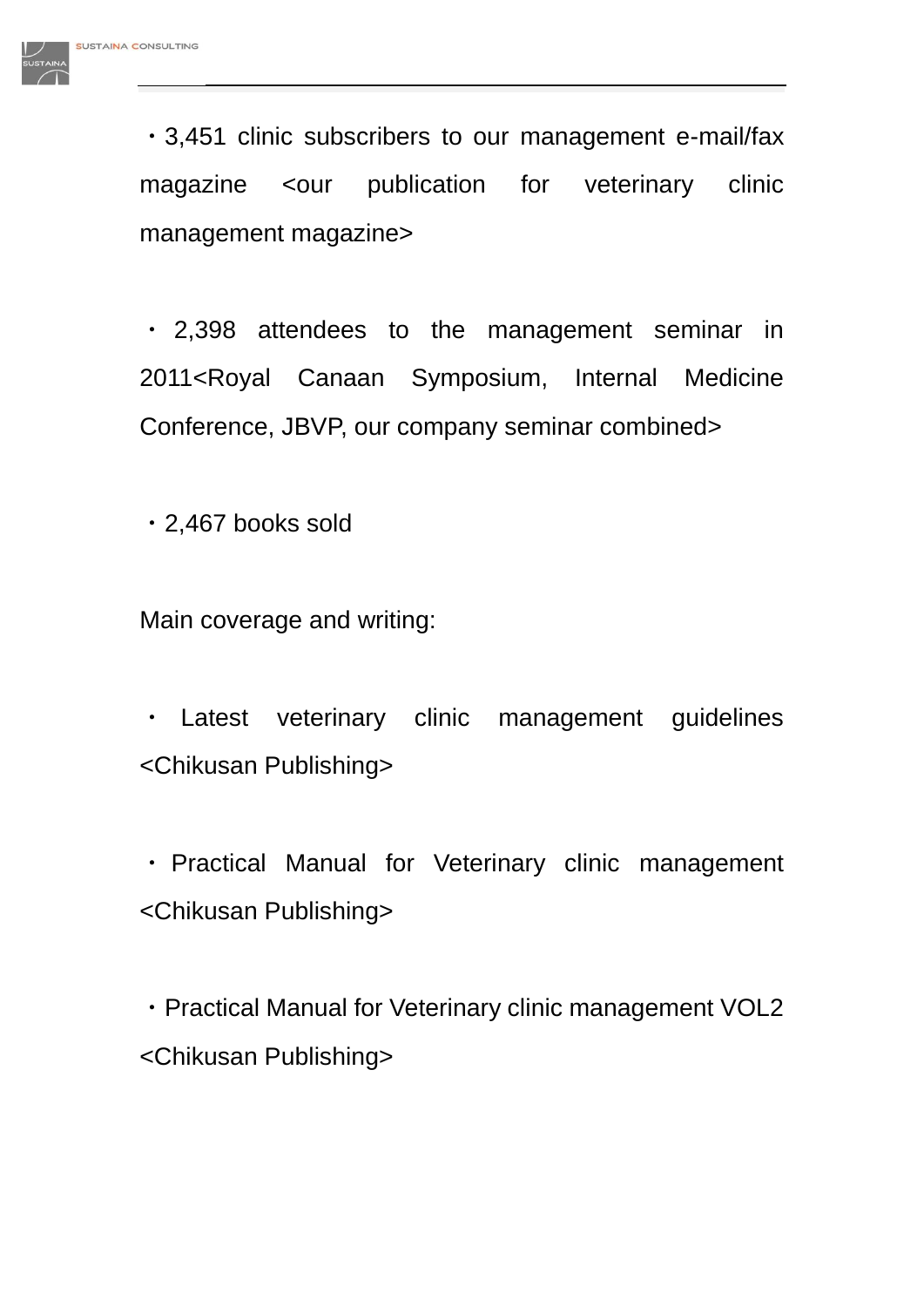・3,451 clinic subscribers to our management e-mail/fax magazine <our publication for veterinary clinic management magazine>

・2,398 attendees to the management seminar in 2011<Royal Canaan Symposium, Internal Medicine Conference, JBVP, our company seminar combined>

・2,467 books sold

Main coverage and writing:

・Latest veterinary clinic management guidelines <Chikusan Publishing>

・Practical Manual for Veterinary clinic management <Chikusan Publishing>

・Practical Manual for Veterinary clinic management VOL2 <Chikusan Publishing>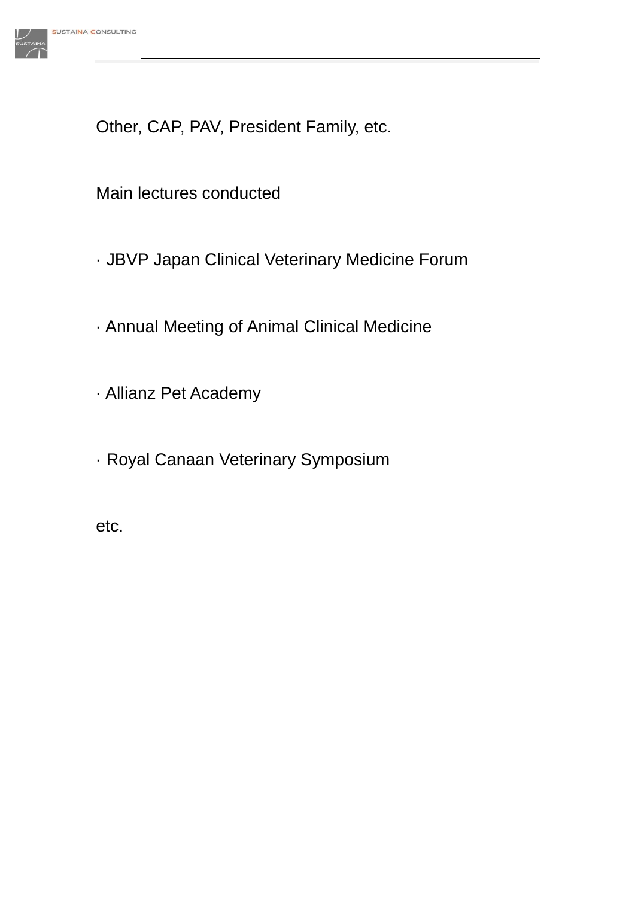Other, CAP, PAV, President Family, etc.

Main lectures conducted

· JBVP Japan Clinical Veterinary Medicine Forum

· Annual Meeting of Animal Clinical Medicine

· Allianz Pet Academy

· Royal Canaan Veterinary Symposium

etc.